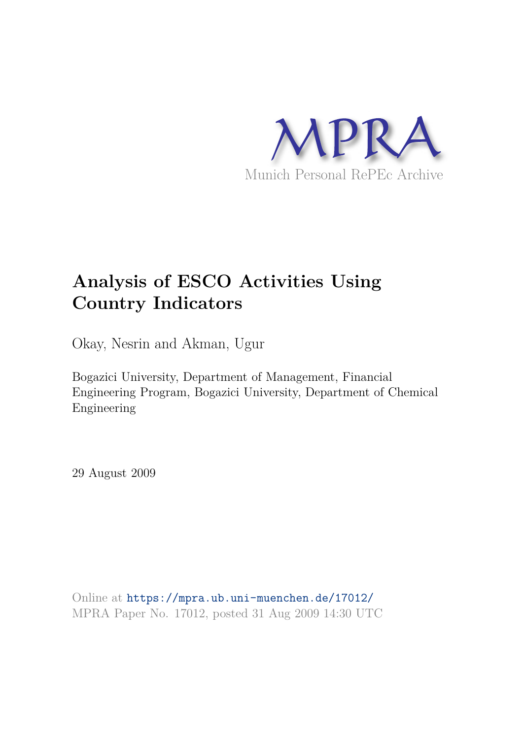MPRA

Munich Personal RePEc Archive

# Analysis of ESCO Activities Using Country Indicators

Okay, Nesrin and Akman, Ugur

Bogazici University, Department of Management, Financial Engineering Program, Bogazici University, Department of Chemical Engineering

29 August 2009

Online at https://mpra.ub.uni-muenchen.de/17012/
MPRA Paper No. 17012, posted 31 Aug 2009 14:30 UTC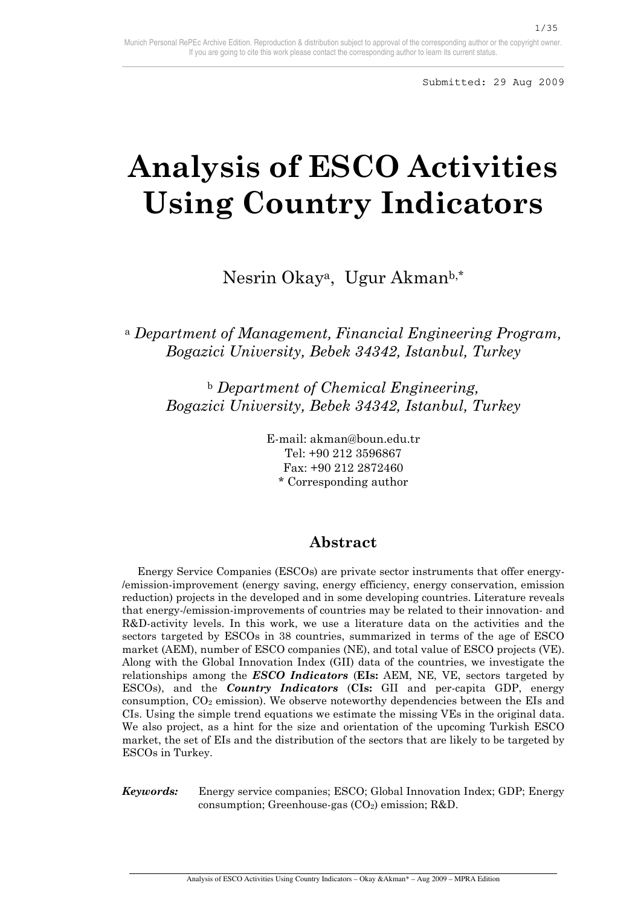Munich Personal RePEc Archive Edition. Reproduction & distribution subject to approval of the corresponding author or the copyright owner. If you are going to cite this work please contact the corresponding author to learn its current status.

Submitted: 29 Aug 2009

# Analysis of ESCO Activities Using Country Indicators

Nesrin Okay[a], Ugur Akman[b,*]

[a] *Department of Management, Financial Engineering Program, Bogazici University, Bebek 34342, Istanbul, Turkey*

[b] *Department of Chemical Engineering, Bogazici University, Bebek 34342, Istanbul, Turkey*

E-mail: akman@boun.edu.tr
Tel: +90 212 3596867
Fax: +90 212 2872460
* Corresponding author

## Abstract

Energy Service Companies (ESCOs) are private sector instruments that offer energy-/emission-improvement (energy saving, energy efficiency, energy conservation, emission reduction) projects in the developed and in some developing countries. Literature reveals that energy-/emission-improvements of countries may be related to their innovation- and R&D-activity levels. In this work, we use a literature data on the activities and the sectors targeted by ESCOs in 38 countries, summarized in terms of the age of ESCO market (AEM), number of ESCO companies (NE), and total value of ESCO projects (VE). Along with the Global Innovation Index (GII) data of the countries, we investigate the relationships among the ***ESCO Indicators*** (**EIs:** AEM, NE, VE, sectors targeted by ESCOs), and the ***Country Indicators*** (**CIs:** GII and per-capita GDP, energy consumption, $CO_2$ emission). We observe noteworthy dependencies between the EIs and CIs. Using the simple trend equations we estimate the missing VEs in the original data. We also project, as a hint for the size and orientation of the upcoming Turkish ESCO market, the set of EIs and the distribution of the sectors that are likely to be targeted by ESCOs in Turkey.

***Keywords:*** Energy service companies; ESCO; Global Innovation Index; GDP; Energy consumption; Greenhouse-gas ($CO_2$) emission; R&D.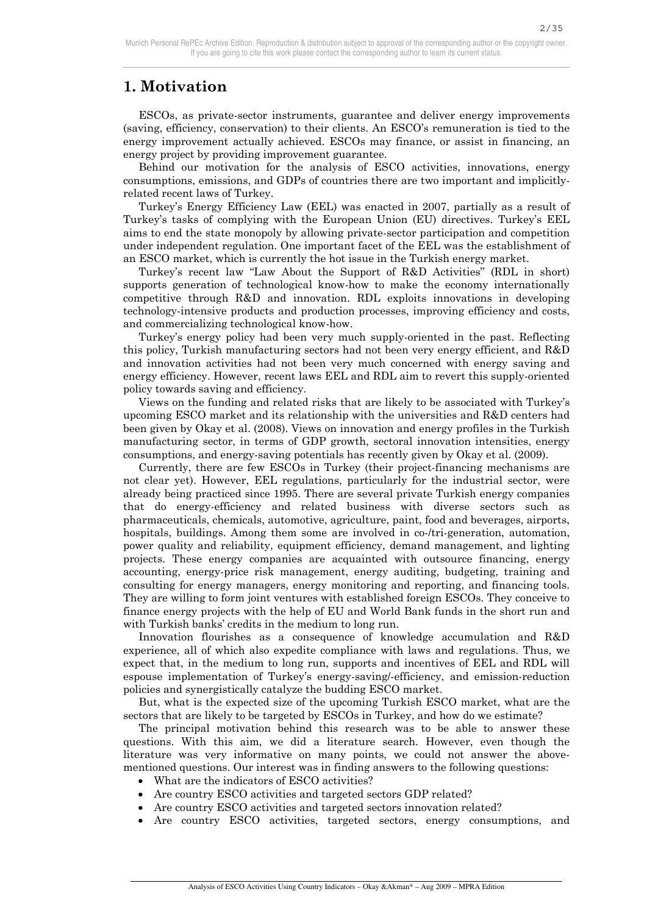# 1. Motivation

ESCOs, as private-sector instruments, guarantee and deliver energy improvements (saving, efficiency, conservation) to their clients. An ESCO's remuneration is tied to the energy improvement actually achieved. ESCOs may finance, or assist in financing, an energy project by providing improvement guarantee.

Behind our motivation for the analysis of ESCO activities, innovations, energy consumptions, emissions, and GDPs of countries there are two important and implicitly-related recent laws of Turkey.

Turkey's Energy Efficiency Law (EEL) was enacted in 2007, partially as a result of Turkey's tasks of complying with the European Union (EU) directives. Turkey's EEL aims to end the state monopoly by allowing private-sector participation and competition under independent regulation. One important facet of the EEL was the establishment of an ESCO market, which is currently the hot issue in the Turkish energy market.

Turkey's recent law "Law About the Support of R&D Activities" (RDL in short) supports generation of technological know-how to make the economy internationally competitive through R&D and innovation. RDL exploits innovations in developing technology-intensive products and production processes, improving efficiency and costs, and commercializing technological know-how.

Turkey's energy policy had been very much supply-oriented in the past. Reflecting this policy, Turkish manufacturing sectors had not been very energy efficient, and R&D and innovation activities had not been very much concerned with energy saving and energy efficiency. However, recent laws EEL and RDL aim to revert this supply-oriented policy towards saving and efficiency.

Views on the funding and related risks that are likely to be associated with Turkey's upcoming ESCO market and its relationship with the universities and R&D centers had been given by Okay et al. (2008). Views on innovation and energy profiles in the Turkish manufacturing sector, in terms of GDP growth, sectoral innovation intensities, energy consumptions, and energy-saving potentials has recently given by Okay et al. (2009).

Currently, there are few ESCOs in Turkey (their project-financing mechanisms are not clear yet). However, EEL regulations, particularly for the industrial sector, were already being practiced since 1995. There are several private Turkish energy companies that do energy-efficiency and related business with diverse sectors such as pharmaceuticals, chemicals, automotive, agriculture, paint, food and beverages, airports, hospitals, buildings. Among them some are involved in co-/tri-generation, automation, power quality and reliability, equipment efficiency, demand management, and lighting projects. These energy companies are acquainted with outsource financing, energy accounting, energy-price risk management, energy auditing, budgeting, training and consulting for energy managers, energy monitoring and reporting, and financing tools. They are willing to form joint ventures with established foreign ESCOs. They conceive to finance energy projects with the help of EU and World Bank funds in the short run and with Turkish banks' credits in the medium to long run.

Innovation flourishes as a consequence of knowledge accumulation and R&D experience, all of which also expedite compliance with laws and regulations. Thus, we expect that, in the medium to long run, supports and incentives of EEL and RDL will espouse implementation of Turkey's energy-saving/-efficiency, and emission-reduction policies and synergistically catalyze the budding ESCO market.

But, what is the expected size of the upcoming Turkish ESCO market, what are the sectors that are likely to be targeted by ESCOs in Turkey, and how do we estimate?

The principal motivation behind this research was to be able to answer these questions. With this aim, we did a literature search. However, even though the literature was very informative on many points, we could not answer the above-mentioned questions. Our interest was in finding answers to the following questions:

- What are the indicators of ESCO activities?
- Are country ESCO activities and targeted sectors GDP related?
- Are country ESCO activities and targeted sectors innovation related?
- Are country ESCO activities, targeted sectors, energy consumptions, and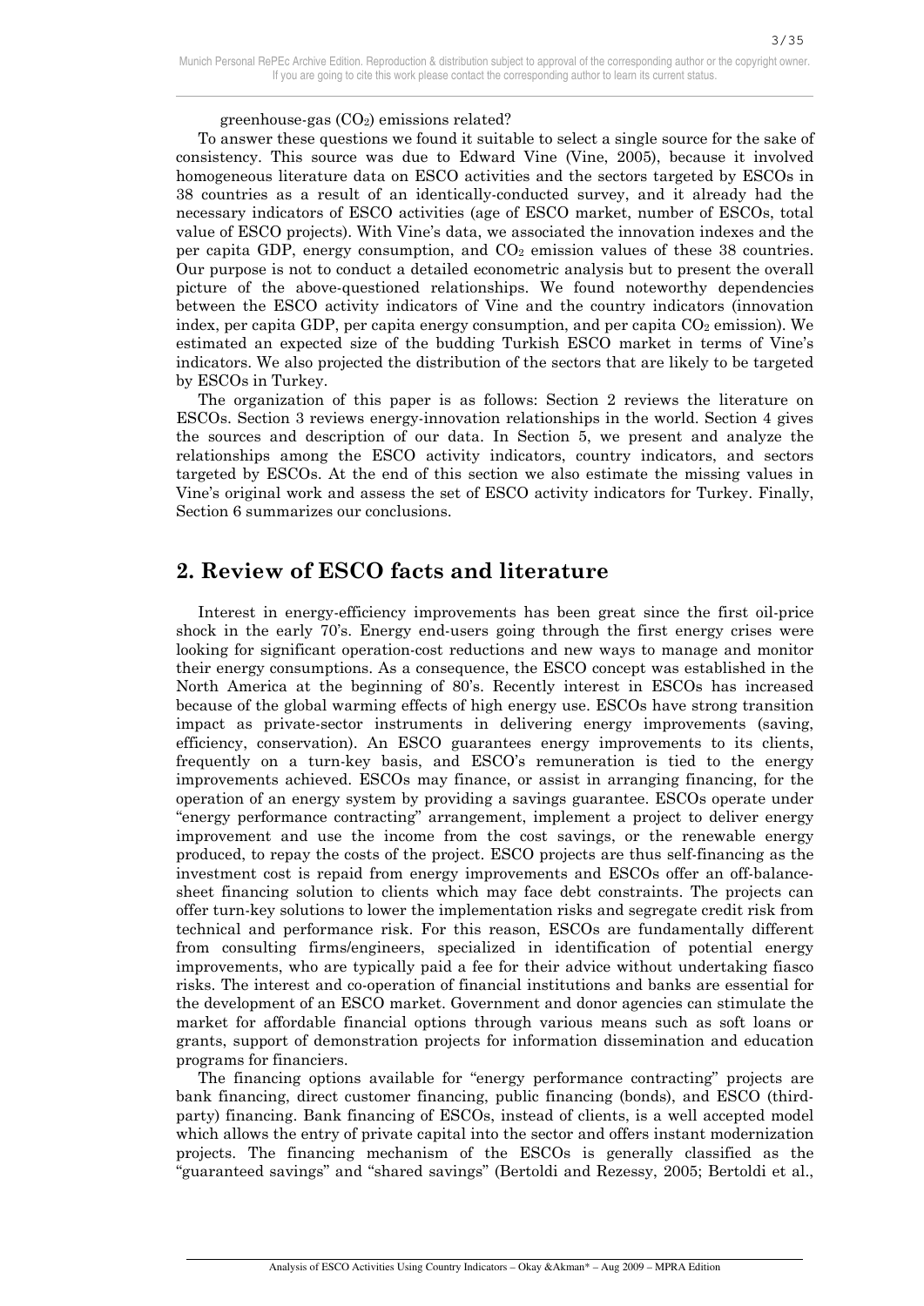greenhouse-gas ($CO_2$) emissions related?

To answer these questions we found it suitable to select a single source for the sake of consistency. This source was due to Edward Vine (Vine, 2005), because it involved homogeneous literature data on ESCO activities and the sectors targeted by ESCOs in 38 countries as a result of an identically-conducted survey, and it already had the necessary indicators of ESCO activities (age of ESCO market, number of ESCOs, total value of ESCO projects). With Vine's data, we associated the innovation indexes and the per capita GDP, energy consumption, and $CO_2$ emission values of these 38 countries. Our purpose is not to conduct a detailed econometric analysis but to present the overall picture of the above-questioned relationships. We found noteworthy dependencies between the ESCO activity indicators of Vine and the country indicators (innovation index, per capita GDP, per capita energy consumption, and per capita $CO_2$ emission). We estimated an expected size of the budding Turkish ESCO market in terms of Vine's indicators. We also projected the distribution of the sectors that are likely to be targeted by ESCOs in Turkey.

The organization of this paper is as follows: Section 2 reviews the literature on ESCOs. Section 3 reviews energy-innovation relationships in the world. Section 4 gives the sources and description of our data. In Section 5, we present and analyze the relationships among the ESCO activity indicators, country indicators, and sectors targeted by ESCOs. At the end of this section we also estimate the missing values in Vine's original work and assess the set of ESCO activity indicators for Turkey. Finally, Section 6 summarizes our conclusions.

## 2. Review of ESCO facts and literature

Interest in energy-efficiency improvements has been great since the first oil-price shock in the early 70's. Energy end-users going through the first energy crises were looking for significant operation-cost reductions and new ways to manage and monitor their energy consumptions. As a consequence, the ESCO concept was established in the North America at the beginning of 80's. Recently interest in ESCOs has increased because of the global warming effects of high energy use. ESCOs have strong transition impact as private-sector instruments in delivering energy improvements (saving, efficiency, conservation). An ESCO guarantees energy improvements to its clients, frequently on a turn-key basis, and ESCO's remuneration is tied to the energy improvements achieved. ESCOs may finance, or assist in arranging financing, for the operation of an energy system by providing a savings guarantee. ESCOs operate under "energy performance contracting" arrangement, implement a project to deliver energy improvement and use the income from the cost savings, or the renewable energy produced, to repay the costs of the project. ESCO projects are thus self-financing as the investment cost is repaid from energy improvements and ESCOs offer an off-balance-sheet financing solution to clients which may face debt constraints. The projects can offer turn-key solutions to lower the implementation risks and segregate credit risk from technical and performance risk. For this reason, ESCOs are fundamentally different from consulting firms/engineers, specialized in identification of potential energy improvements, who are typically paid a fee for their advice without undertaking fiasco risks. The interest and co-operation of financial institutions and banks are essential for the development of an ESCO market. Government and donor agencies can stimulate the market for affordable financial options through various means such as soft loans or grants, support of demonstration projects for information dissemination and education programs for financiers.

The financing options available for "energy performance contracting" projects are bank financing, direct customer financing, public financing (bonds), and ESCO (third-party) financing. Bank financing of ESCOs, instead of clients, is a well accepted model which allows the entry of private capital into the sector and offers instant modernization projects. The financing mechanism of the ESCOs is generally classified as the "guaranteed savings" and "shared savings" (Bertoldi and Rezessy, 2005; Bertoldi et al.,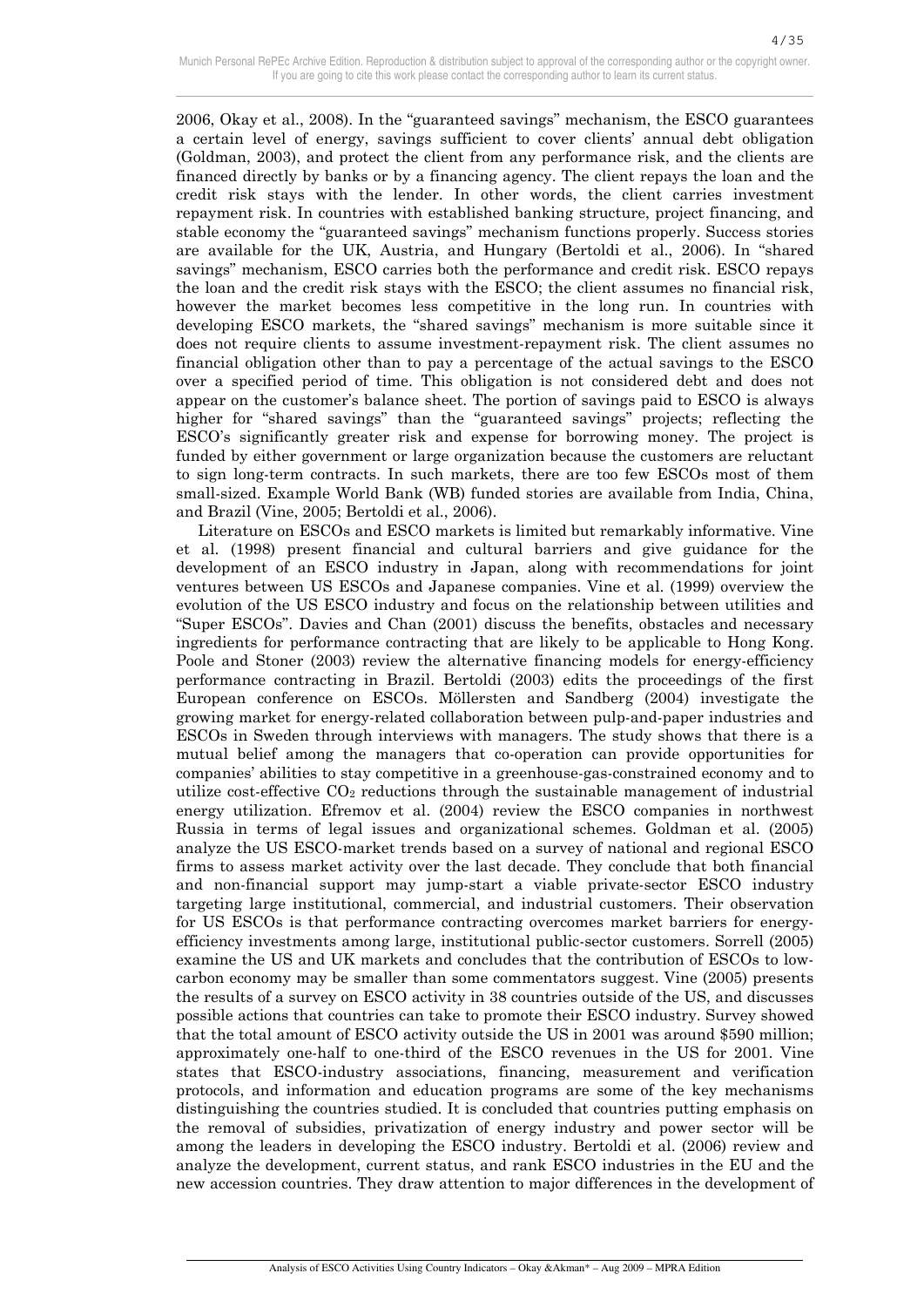2006, Okay et al., 2008). In the "guaranteed savings" mechanism, the ESCO guarantees a certain level of energy, savings sufficient to cover clients' annual debt obligation (Goldman, 2003), and protect the client from any performance risk, and the clients are financed directly by banks or by a financing agency. The client repays the loan and the credit risk stays with the lender. In other words, the client carries investment repayment risk. In countries with established banking structure, project financing, and stable economy the "guaranteed savings" mechanism functions properly. Success stories are available for the UK, Austria, and Hungary (Bertoldi et al., 2006). In "shared savings" mechanism, ESCO carries both the performance and credit risk. ESCO repays the loan and the credit risk stays with the ESCO; the client assumes no financial risk, however the market becomes less competitive in the long run. In countries with developing ESCO markets, the "shared savings" mechanism is more suitable since it does not require clients to assume investment-repayment risk. The client assumes no financial obligation other than to pay a percentage of the actual savings to the ESCO over a specified period of time. This obligation is not considered debt and does not appear on the customer's balance sheet. The portion of savings paid to ESCO is always higher for "shared savings" than the "guaranteed savings" projects; reflecting the ESCO's significantly greater risk and expense for borrowing money. The project is funded by either government or large organization because the customers are reluctant to sign long-term contracts. In such markets, there are too few ESCOs most of them small-sized. Example World Bank (WB) funded stories are available from India, China, and Brazil (Vine, 2005; Bertoldi et al., 2006).

Literature on ESCOs and ESCO markets is limited but remarkably informative. Vine et al. (1998) present financial and cultural barriers and give guidance for the development of an ESCO industry in Japan, along with recommendations for joint ventures between US ESCOs and Japanese companies. Vine et al. (1999) overview the evolution of the US ESCO industry and focus on the relationship between utilities and "Super ESCOs". Davies and Chan (2001) discuss the benefits, obstacles and necessary ingredients for performance contracting that are likely to be applicable to Hong Kong. Poole and Stoner (2003) review the alternative financing models for energy-efficiency performance contracting in Brazil. Bertoldi (2003) edits the proceedings of the first European conference on ESCOs. Möllersten and Sandberg (2004) investigate the growing market for energy-related collaboration between pulp-and-paper industries and ESCOs in Sweden through interviews with managers. The study shows that there is a mutual belief among the managers that co-operation can provide opportunities for companies' abilities to stay competitive in a greenhouse-gas-constrained economy and to utilize cost-effective $CO_2$ reductions through the sustainable management of industrial energy utilization. Efremov et al. (2004) review the ESCO companies in northwest Russia in terms of legal issues and organizational schemes. Goldman et al. (2005) analyze the US ESCO-market trends based on a survey of national and regional ESCO firms to assess market activity over the last decade. They conclude that both financial and non-financial support may jump-start a viable private-sector ESCO industry targeting large institutional, commercial, and industrial customers. Their observation for US ESCOs is that performance contracting overcomes market barriers for energy-efficiency investments among large, institutional public-sector customers. Sorrell (2005) examine the US and UK markets and concludes that the contribution of ESCOs to low-carbon economy may be smaller than some commentators suggest. Vine (2005) presents the results of a survey on ESCO activity in 38 countries outside of the US, and discusses possible actions that countries can take to promote their ESCO industry. Survey showed that the total amount of ESCO activity outside the US in 2001 was around \$590 million; approximately one-half to one-third of the ESCO revenues in the US for 2001. Vine states that ESCO-industry associations, financing, measurement and verification protocols, and information and education programs are some of the key mechanisms distinguishing the countries studied. It is concluded that countries putting emphasis on the removal of subsidies, privatization of energy industry and power sector will be among the leaders in developing the ESCO industry. Bertoldi et al. (2006) review and analyze the development, current status, and rank ESCO industries in the EU and the new accession countries. They draw attention to major differences in the development of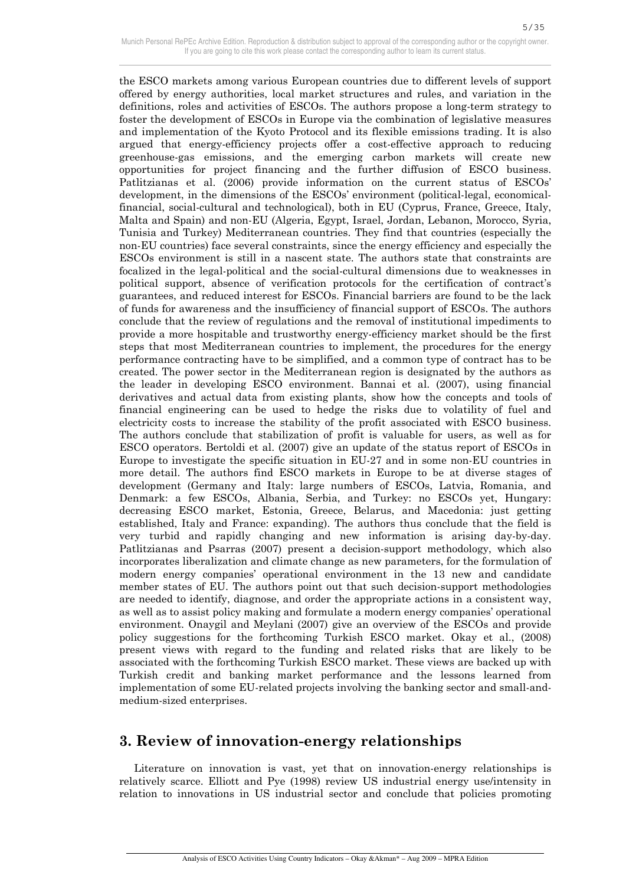the ESCO markets among various European countries due to different levels of support offered by energy authorities, local market structures and rules, and variation in the definitions, roles and activities of ESCOs. The authors propose a long-term strategy to foster the development of ESCOs in Europe via the combination of legislative measures and implementation of the Kyoto Protocol and its flexible emissions trading. It is also argued that energy-efficiency projects offer a cost-effective approach to reducing greenhouse-gas emissions, and the emerging carbon markets will create new opportunities for project financing and the further diffusion of ESCO business. Patlitzianas et al. (2006) provide information on the current status of ESCOs' development, in the dimensions of the ESCOs' environment (political-legal, economical-financial, social-cultural and technological), both in EU (Cyprus, France, Greece, Italy, Malta and Spain) and non-EU (Algeria, Egypt, Israel, Jordan, Lebanon, Morocco, Syria, Tunisia and Turkey) Mediterranean countries. They find that countries (especially the non-EU countries) face several constraints, since the energy efficiency and especially the ESCOs environment is still in a nascent state. The authors state that constraints are focalized in the legal-political and the social-cultural dimensions due to weaknesses in political support, absence of verification protocols for the certification of contract's guarantees, and reduced interest for ESCOs. Financial barriers are found to be the lack of funds for awareness and the insufficiency of financial support of ESCOs. The authors conclude that the review of regulations and the removal of institutional impediments to provide a more hospitable and trustworthy energy-efficiency market should be the first steps that most Mediterranean countries to implement, the procedures for the energy performance contracting have to be simplified, and a common type of contract has to be created. The power sector in the Mediterranean region is designated by the authors as the leader in developing ESCO environment. Bannai et al. (2007), using financial derivatives and actual data from existing plants, show how the concepts and tools of financial engineering can be used to hedge the risks due to volatility of fuel and electricity costs to increase the stability of the profit associated with ESCO business. The authors conclude that stabilization of profit is valuable for users, as well as for ESCO operators. Bertoldi et al. (2007) give an update of the status report of ESCOs in Europe to investigate the specific situation in EU-27 and in some non-EU countries in more detail. The authors find ESCO markets in Europe to be at diverse stages of development (Germany and Italy: large numbers of ESCOs, Latvia, Romania, and Denmark: a few ESCOs, Albania, Serbia, and Turkey: no ESCOs yet, Hungary: decreasing ESCO market, Estonia, Greece, Belarus, and Macedonia: just getting established, Italy and France: expanding). The authors thus conclude that the field is very turbid and rapidly changing and new information is arising day-by-day. Patlitzianas and Psarras (2007) present a decision-support methodology, which also incorporates liberalization and climate change as new parameters, for the formulation of modern energy companies' operational environment in the 13 new and candidate member states of EU. The authors point out that such decision-support methodologies are needed to identify, diagnose, and order the appropriate actions in a consistent way, as well as to assist policy making and formulate a modern energy companies' operational environment. Onaygil and Meylani (2007) give an overview of the ESCOs and provide policy suggestions for the forthcoming Turkish ESCO market. Okay et al., (2008) present views with regard to the funding and related risks that are likely to be associated with the forthcoming Turkish ESCO market. These views are backed up with Turkish credit and banking market performance and the lessons learned from implementation of some EU-related projects involving the banking sector and small-and-medium-sized enterprises.

## 3. Review of innovation-energy relationships

Literature on innovation is vast, yet that on innovation-energy relationships is relatively scarce. Elliott and Pye (1998) review US industrial energy use/intensity in relation to innovations in US industrial sector and conclude that policies promoting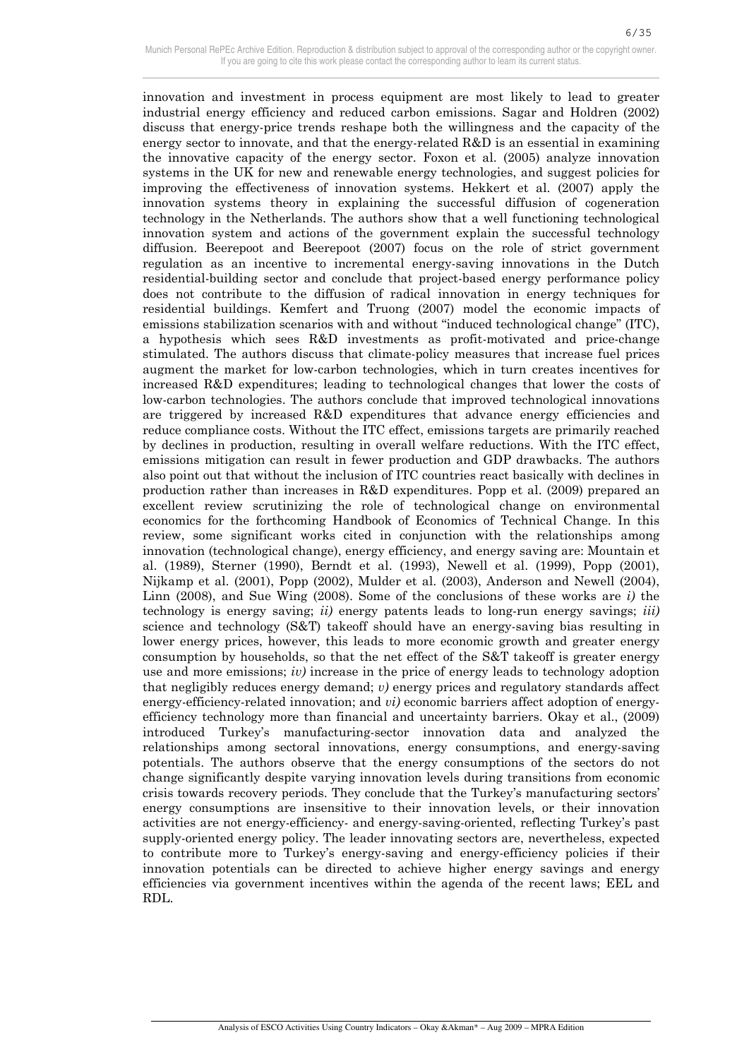innovation and investment in process equipment are most likely to lead to greater industrial energy efficiency and reduced carbon emissions. Sagar and Holdren (2002) discuss that energy-price trends reshape both the willingness and the capacity of the energy sector to innovate, and that the energy-related R&D is an essential in examining the innovative capacity of the energy sector. Foxon et al. (2005) analyze innovation systems in the UK for new and renewable energy technologies, and suggest policies for improving the effectiveness of innovation systems. Hekkert et al. (2007) apply the innovation systems theory in explaining the successful diffusion of cogeneration technology in the Netherlands. The authors show that a well functioning technological innovation system and actions of the government explain the successful technology diffusion. Beerepoot and Beerepoot (2007) focus on the role of strict government regulation as an incentive to incremental energy-saving innovations in the Dutch residential-building sector and conclude that project-based energy performance policy does not contribute to the diffusion of radical innovation in energy techniques for residential buildings. Kemfert and Truong (2007) model the economic impacts of emissions stabilization scenarios with and without "induced technological change" (ITC), a hypothesis which sees R&D investments as profit-motivated and price-change stimulated. The authors discuss that climate-policy measures that increase fuel prices augment the market for low-carbon technologies, which in turn creates incentives for increased R&D expenditures; leading to technological changes that lower the costs of low-carbon technologies. The authors conclude that improved technological innovations are triggered by increased R&D expenditures that advance energy efficiencies and reduce compliance costs. Without the ITC effect, emissions targets are primarily reached by declines in production, resulting in overall welfare reductions. With the ITC effect, emissions mitigation can result in fewer production and GDP drawbacks. The authors also point out that without the inclusion of ITC countries react basically with declines in production rather than increases in R&D expenditures. Popp et al. (2009) prepared an excellent review scrutinizing the role of technological change on environmental economics for the forthcoming Handbook of Economics of Technical Change. In this review, some significant works cited in conjunction with the relationships among innovation (technological change), energy efficiency, and energy saving are: Mountain et al. (1989), Sterner (1990), Berndt et al. (1993), Newell et al. (1999), Popp (2001), Nijkamp et al. (2001), Popp (2002), Mulder et al. (2003), Anderson and Newell (2004), Linn (2008), and Sue Wing (2008). Some of the conclusions of these works are *i)* the technology is energy saving; *ii)* energy patents leads to long-run energy savings; *iii)* science and technology (S&T) takeoff should have an energy-saving bias resulting in lower energy prices, however, this leads to more economic growth and greater energy consumption by households, so that the net effect of the S&T takeoff is greater energy use and more emissions; *iv)* increase in the price of energy leads to technology adoption that negligibly reduces energy demand; *v)* energy prices and regulatory standards affect energy-efficiency-related innovation; and *vi)* economic barriers affect adoption of energy-efficiency technology more than financial and uncertainty barriers. Okay et al., (2009) introduced Turkey's manufacturing-sector innovation data and analyzed the relationships among sectoral innovations, energy consumptions, and energy-saving potentials. The authors observe that the energy consumptions of the sectors do not change significantly despite varying innovation levels during transitions from economic crisis towards recovery periods. They conclude that the Turkey's manufacturing sectors' energy consumptions are insensitive to their innovation levels, or their innovation activities are not energy-efficiency- and energy-saving-oriented, reflecting Turkey's past supply-oriented energy policy. The leader innovating sectors are, nevertheless, expected to contribute more to Turkey's energy-saving and energy-efficiency policies if their innovation potentials can be directed to achieve higher energy savings and energy efficiencies via government incentives within the agenda of the recent laws; EEL and RDL.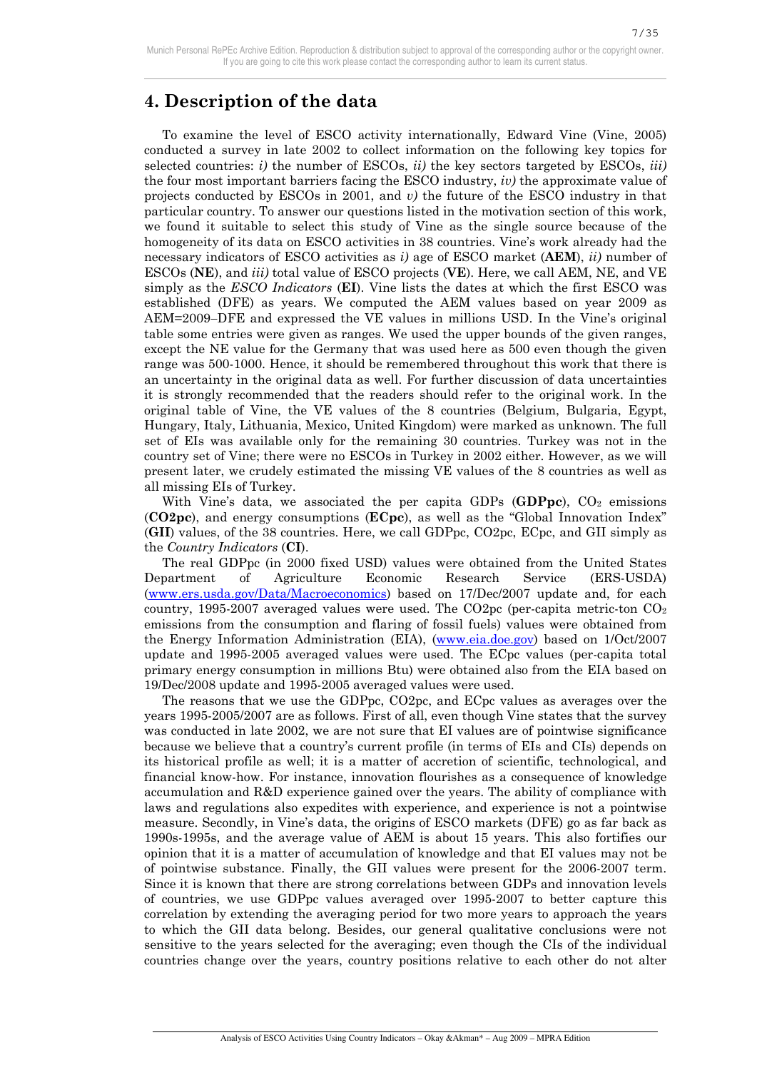## 4. Description of the data

To examine the level of ESCO activity internationally, Edward Vine (Vine, 2005) conducted a survey in late 2002 to collect information on the following key topics for selected countries: *i)* the number of ESCOs, *ii)* the key sectors targeted by ESCOs, *iii)* the four most important barriers facing the ESCO industry, *iv)* the approximate value of projects conducted by ESCOs in 2001, and *v)* the future of the ESCO industry in that particular country. To answer our questions listed in the motivation section of this work, we found it suitable to select this study of Vine as the single source because of the homogeneity of its data on ESCO activities in 38 countries. Vine's work already had the necessary indicators of ESCO activities as *i)* age of ESCO market (**AEM**), *ii)* number of ESCOs (**NE**), and *iii)* total value of ESCO projects (**VE**). Here, we call AEM, NE, and VE simply as the *ESCO Indicators* (**EI**). Vine lists the dates at which the first ESCO was established (DFE) as years. We computed the AEM values based on year 2009 as AEM=2009–DFE and expressed the VE values in millions USD. In the Vine's original table some entries were given as ranges. We used the upper bounds of the given ranges, except the NE value for the Germany that was used here as 500 even though the given range was 500-1000. Hence, it should be remembered throughout this work that there is an uncertainty in the original data as well. For further discussion of data uncertainties it is strongly recommended that the readers should refer to the original work. In the original table of Vine, the VE values of the 8 countries (Belgium, Bulgaria, Egypt, Hungary, Italy, Lithuania, Mexico, United Kingdom) were marked as unknown. The full set of EIs was available only for the remaining 30 countries. Turkey was not in the country set of Vine; there were no ESCOs in Turkey in 2002 either. However, as we will present later, we crudely estimated the missing VE values of the 8 countries as well as all missing EIs of Turkey.

With Vine's data, we associated the per capita GDPs (**GDPpc**), $CO_2$ emissions (**CO2pc**), and energy consumptions (**ECpc**), as well as the "Global Innovation Index" (**GII**) values, of the 38 countries. Here, we call GDPpc, CO2pc, ECpc, and GII simply as the *Country Indicators* (**CI**).

The real GDPpc (in 2000 fixed USD) values were obtained from the United States Department of Agriculture Economic Research Service (ERS-USDA) (www.ers.usda.gov/Data/Macroeconomics) based on 17/Dec/2007 update and, for each country, 1995-2007 averaged values were used. The CO2pc (per-capita metric-ton $CO_2$ emissions from the consumption and flaring of fossil fuels) values were obtained from the Energy Information Administration (EIA), (www.eia.doe.gov) based on 1/Oct/2007 update and 1995-2005 averaged values were used. The ECpc values (per-capita total primary energy consumption in millions Btu) were obtained also from the EIA based on 19/Dec/2008 update and 1995-2005 averaged values were used.

The reasons that we use the GDPpc, CO2pc, and ECpc values as averages over the years 1995-2005/2007 are as follows. First of all, even though Vine states that the survey was conducted in late 2002, we are not sure that EI values are of pointwise significance because we believe that a country's current profile (in terms of EIs and CIs) depends on its historical profile as well; it is a matter of accretion of scientific, technological, and financial know-how. For instance, innovation flourishes as a consequence of knowledge accumulation and R&D experience gained over the years. The ability of compliance with laws and regulations also expedites with experience, and experience is not a pointwise measure. Secondly, in Vine's data, the origins of ESCO markets (DFE) go as far back as 1990s-1995s, and the average value of AEM is about 15 years. This also fortifies our opinion that it is a matter of accumulation of knowledge and that EI values may not be of pointwise substance. Finally, the GII values were present for the 2006-2007 term. Since it is known that there are strong correlations between GDPs and innovation levels of countries, we use GDPpc values averaged over 1995-2007 to better capture this correlation by extending the averaging period for two more years to approach the years to which the GII data belong. Besides, our general qualitative conclusions were not sensitive to the years selected for the averaging; even though the CIs of the individual countries change over the years, country positions relative to each other do not alter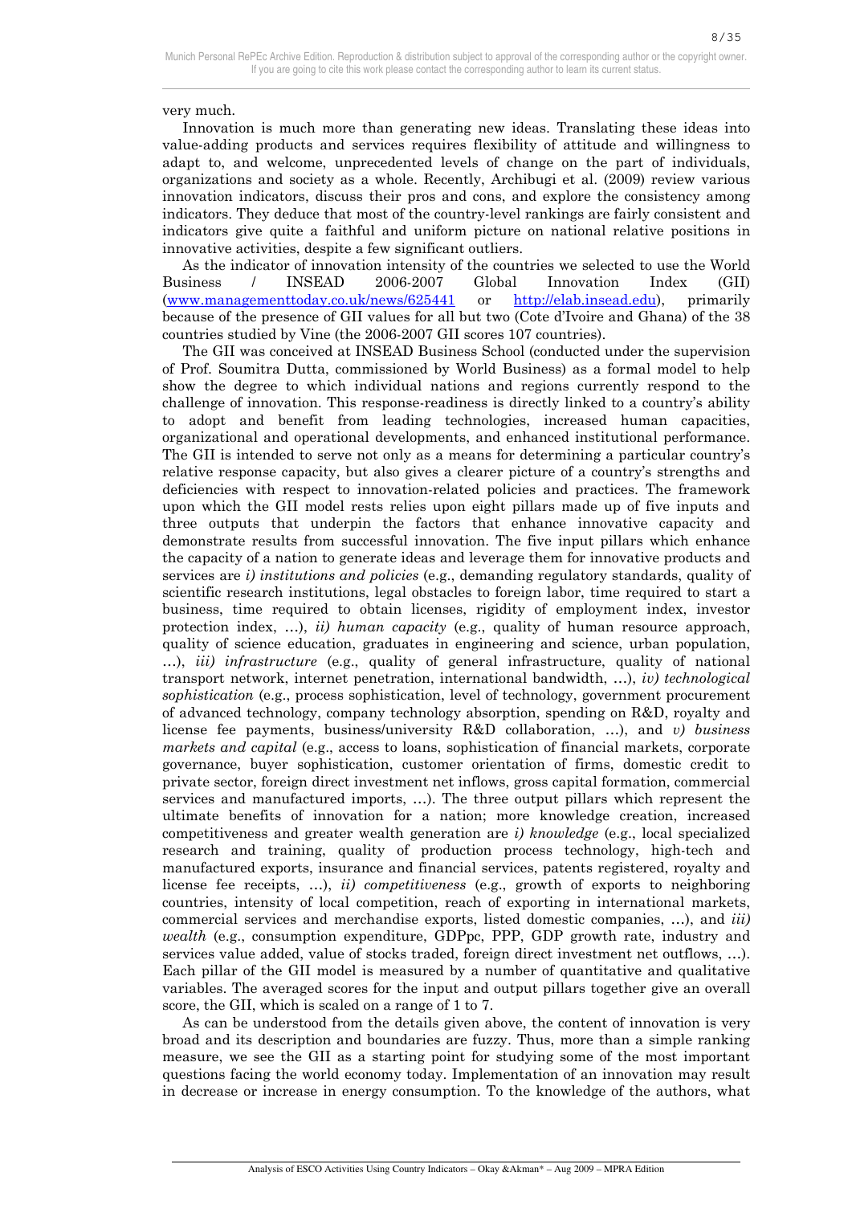very much.

Innovation is much more than generating new ideas. Translating these ideas into value-adding products and services requires flexibility of attitude and willingness to adapt to, and welcome, unprecedented levels of change on the part of individuals, organizations and society as a whole. Recently, Archibugi et al. (2009) review various innovation indicators, discuss their pros and cons, and explore the consistency among indicators. They deduce that most of the country-level rankings are fairly consistent and indicators give quite a faithful and uniform picture on national relative positions in innovative activities, despite a few significant outliers.

As the indicator of innovation intensity of the countries we selected to use the World Business / INSEAD 2006-2007 Global Innovation Index (GII) (www.managementtoday.co.uk/news/625441 or http://elab.insead.edu), primarily because of the presence of GII values for all but two (Cote d'Ivoire and Ghana) of the 38 countries studied by Vine (the 2006-2007 GII scores 107 countries).

The GII was conceived at INSEAD Business School (conducted under the supervision of Prof. Soumitra Dutta, commissioned by World Business) as a formal model to help show the degree to which individual nations and regions currently respond to the challenge of innovation. This response-readiness is directly linked to a country's ability to adopt and benefit from leading technologies, increased human capacities, organizational and operational developments, and enhanced institutional performance. The GII is intended to serve not only as a means for determining a particular country's relative response capacity, but also gives a clearer picture of a country's strengths and deficiencies with respect to innovation-related policies and practices. The framework upon which the GII model rests relies upon eight pillars made up of five inputs and three outputs that underpin the factors that enhance innovative capacity and demonstrate results from successful innovation. The five input pillars which enhance the capacity of a nation to generate ideas and leverage them for innovative products and services are *i) institutions and policies* (e.g., demanding regulatory standards, quality of scientific research institutions, legal obstacles to foreign labor, time required to start a business, time required to obtain licenses, rigidity of employment index, investor protection index, …), *ii) human capacity* (e.g., quality of human resource approach, quality of science education, graduates in engineering and science, urban population, …), *iii) infrastructure* (e.g., quality of general infrastructure, quality of national transport network, internet penetration, international bandwidth, …), *iv) technological sophistication* (e.g., process sophistication, level of technology, government procurement of advanced technology, company technology absorption, spending on R&D, royalty and license fee payments, business/university R&D collaboration, …), and *v) business markets and capital* (e.g., access to loans, sophistication of financial markets, corporate governance, buyer sophistication, customer orientation of firms, domestic credit to private sector, foreign direct investment net inflows, gross capital formation, commercial services and manufactured imports, …). The three output pillars which represent the ultimate benefits of innovation for a nation; more knowledge creation, increased competitiveness and greater wealth generation are *i) knowledge* (e.g., local specialized research and training, quality of production process technology, high-tech and manufactured exports, insurance and financial services, patents registered, royalty and license fee receipts, …), *ii) competitiveness* (e.g., growth of exports to neighboring countries, intensity of local competition, reach of exporting in international markets, commercial services and merchandise exports, listed domestic companies, …), and *iii) wealth* (e.g., consumption expenditure, GDPpc, PPP, GDP growth rate, industry and services value added, value of stocks traded, foreign direct investment net outflows, …). Each pillar of the GII model is measured by a number of quantitative and qualitative variables. The averaged scores for the input and output pillars together give an overall score, the GII, which is scaled on a range of 1 to 7.

As can be understood from the details given above, the content of innovation is very broad and its description and boundaries are fuzzy. Thus, more than a simple ranking measure, we see the GII as a starting point for studying some of the most important questions facing the world economy today. Implementation of an innovation may result in decrease or increase in energy consumption. To the knowledge of the authors, what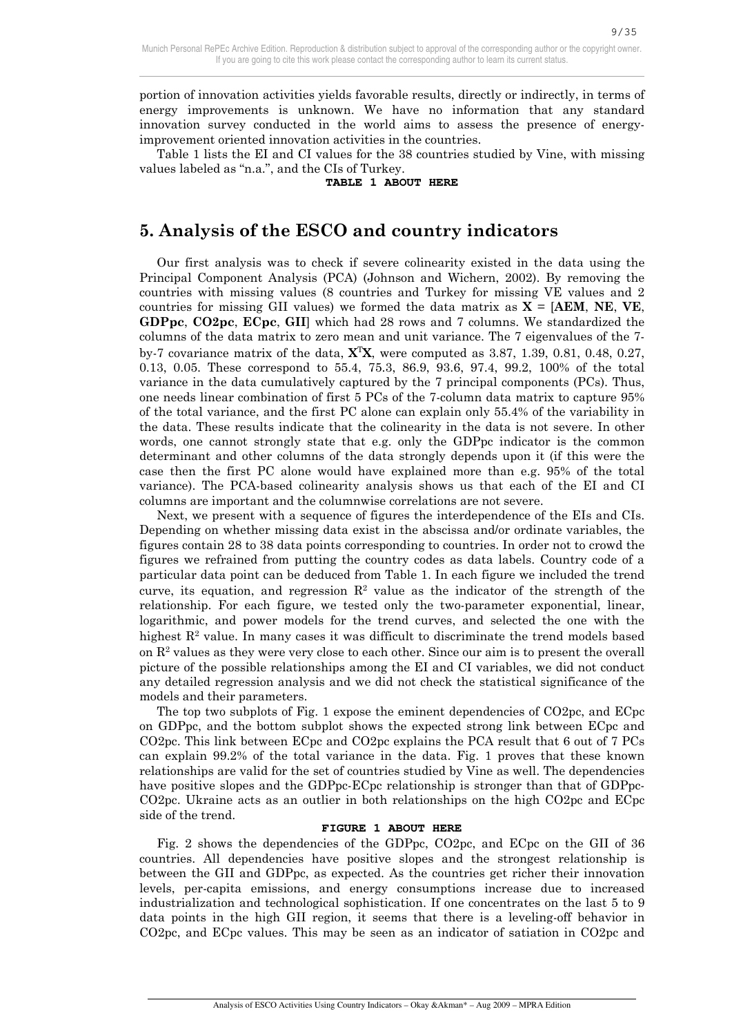portion of innovation activities yields favorable results, directly or indirectly, in terms of energy improvements is unknown. We have no information that any standard innovation survey conducted in the world aims to assess the presence of energy-improvement oriented innovation activities in the countries.

Table 1 lists the EI and CI values for the 38 countries studied by Vine, with missing values labeled as "n.a.", and the CIs of Turkey.

**TABLE 1 ABOUT HERE**

# 5. Analysis of the ESCO and country indicators

Our first analysis was to check if severe colinearity existed in the data using the Principal Component Analysis (PCA) (Johnson and Wichern, 2002). By removing the countries with missing values (8 countries and Turkey for missing VE values and 2 countries for missing GII values) we formed the data matrix as $\mathbf{X} = [\mathbf{AEM}, \mathbf{NE}, \mathbf{VE}, \mathbf{GDPpc}, \mathbf{CO2pc}, \mathbf{ECpc}, \mathbf{GII}]$ which had 28 rows and 7 columns. We standardized the columns of the data matrix to zero mean and unit variance. The 7 eigenvalues of the 7-by-7 covariance matrix of the data, $\mathbf{X}^T\mathbf{X}$, were computed as 3.87, 1.39, 0.81, 0.48, 0.27, 0.13, 0.05. These correspond to 55.4, 75.3, 86.9, 93.6, 97.4, 99.2, 100% of the total variance in the data cumulatively captured by the 7 principal components (PCs). Thus, one needs linear combination of first 5 PCs of the 7-column data matrix to capture 95% of the total variance, and the first PC alone can explain only 55.4% of the variability in the data. These results indicate that the colinearity in the data is not severe. In other words, one cannot strongly state that e.g. only the GDPpc indicator is the common determinant and other columns of the data strongly depends upon it (if this were the case then the first PC alone would have explained more than e.g. 95% of the total variance). The PCA-based colinearity analysis shows us that each of the EI and CI columns are important and the columnwise correlations are not severe.

Next, we present with a sequence of figures the interdependence of the EIs and CIs. Depending on whether missing data exist in the abscissa and/or ordinate variables, the figures contain 28 to 38 data points corresponding to countries. In order not to crowd the figures we refrained from putting the country codes as data labels. Country code of a particular data point can be deduced from Table 1. In each figure we included the trend curve, its equation, and regression $R^2$ value as the indicator of the strength of the relationship. For each figure, we tested only the two-parameter exponential, linear, logarithmic, and power models for the trend curves, and selected the one with the highest $R^2$ value. In many cases it was difficult to discriminate the trend models based on $R^2$ values as they were very close to each other. Since our aim is to present the overall picture of the possible relationships among the EI and CI variables, we did not conduct any detailed regression analysis and we did not check the statistical significance of the models and their parameters.

The top two subplots of Fig. 1 expose the eminent dependencies of CO2pc, and ECpc on GDPpc, and the bottom subplot shows the expected strong link between ECpc and CO2pc. This link between ECpc and CO2pc explains the PCA result that 6 out of 7 PCs can explain 99.2% of the total variance in the data. Fig. 1 proves that these known relationships are valid for the set of countries studied by Vine as well. The dependencies have positive slopes and the GDPpc-ECpc relationship is stronger than that of GDPpc-CO2pc. Ukraine acts as an outlier in both relationships on the high CO2pc and ECpc side of the trend.

**FIGURE 1 ABOUT HERE**

Fig. 2 shows the dependencies of the GDPpc, CO2pc, and ECpc on the GII of 36 countries. All dependencies have positive slopes and the strongest relationship is between the GII and GDPpc, as expected. As the countries get richer their innovation levels, per-capita emissions, and energy consumptions increase due to increased industrialization and technological sophistication. If one concentrates on the last 5 to 9 data points in the high GII region, it seems that there is a leveling-off behavior in CO2pc, and ECpc values. This may be seen as an indicator of satiation in CO2pc and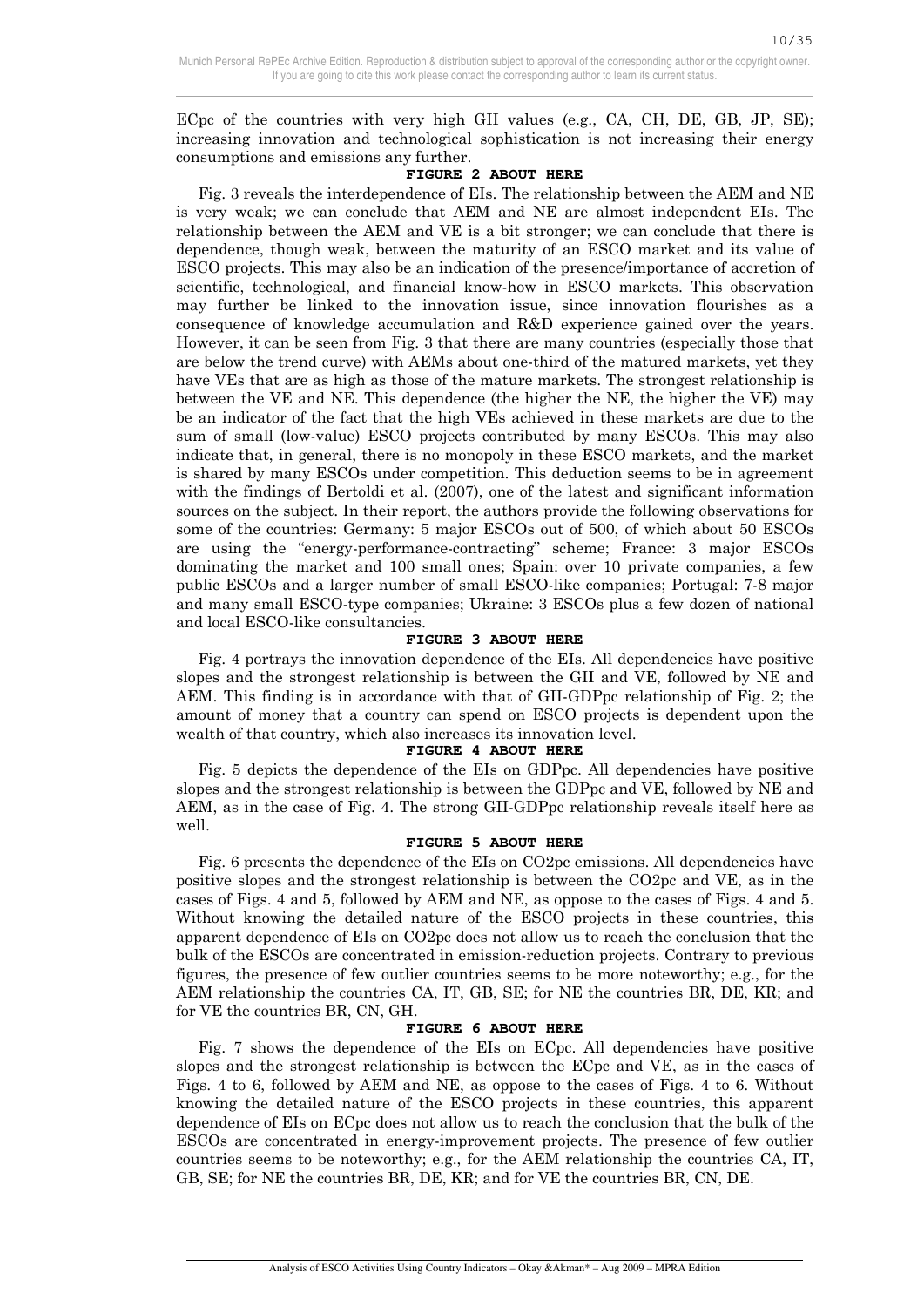ECpc of the countries with very high GII values (e.g., CA, CH, DE, GB, JP, SE); increasing innovation and technological sophistication is not increasing their energy consumptions and emissions any further.

**FIGURE 2 ABOUT HERE**

Fig. 3 reveals the interdependence of EIs. The relationship between the AEM and NE is very weak; we can conclude that AEM and NE are almost independent EIs. The relationship between the AEM and VE is a bit stronger; we can conclude that there is dependence, though weak, between the maturity of an ESCO market and its value of ESCO projects. This may also be an indication of the presence/importance of accretion of scientific, technological, and financial know-how in ESCO markets. This observation may further be linked to the innovation issue, since innovation flourishes as a consequence of knowledge accumulation and R&D experience gained over the years. However, it can be seen from Fig. 3 that there are many countries (especially those that are below the trend curve) with AEMs about one-third of the matured markets, yet they have VEs that are as high as those of the mature markets. The strongest relationship is between the VE and NE. This dependence (the higher the NE, the higher the VE) may be an indicator of the fact that the high VEs achieved in these markets are due to the sum of small (low-value) ESCO projects contributed by many ESCOs. This may also indicate that, in general, there is no monopoly in these ESCO markets, and the market is shared by many ESCOs under competition. This deduction seems to be in agreement with the findings of Bertoldi et al. (2007), one of the latest and significant information sources on the subject. In their report, the authors provide the following observations for some of the countries: Germany: 5 major ESCOs out of 500, of which about 50 ESCOs are using the "energy-performance-contracting" scheme; France: 3 major ESCOs dominating the market and 100 small ones; Spain: over 10 private companies, a few public ESCOs and a larger number of small ESCO-like companies; Portugal: 7-8 major and many small ESCO-type companies; Ukraine: 3 ESCOs plus a few dozen of national and local ESCO-like consultancies.

**FIGURE 3 ABOUT HERE**

Fig. 4 portrays the innovation dependence of the EIs. All dependencies have positive slopes and the strongest relationship is between the GII and VE, followed by NE and AEM. This finding is in accordance with that of GII-GDPpc relationship of Fig. 2; the amount of money that a country can spend on ESCO projects is dependent upon the wealth of that country, which also increases its innovation level.

**FIGURE 4 ABOUT HERE**

Fig. 5 depicts the dependence of the EIs on GDPpc. All dependencies have positive slopes and the strongest relationship is between the GDPpc and VE, followed by NE and AEM, as in the case of Fig. 4. The strong GII-GDPpc relationship reveals itself here as well.

**FIGURE 5 ABOUT HERE**

Fig. 6 presents the dependence of the EIs on CO2pc emissions. All dependencies have positive slopes and the strongest relationship is between the CO2pc and VE, as in the cases of Figs. 4 and 5, followed by AEM and NE, as oppose to the cases of Figs. 4 and 5. Without knowing the detailed nature of the ESCO projects in these countries, this apparent dependence of EIs on CO2pc does not allow us to reach the conclusion that the bulk of the ESCOs are concentrated in emission-reduction projects. Contrary to previous figures, the presence of few outlier countries seems to be more noteworthy; e.g., for the AEM relationship the countries CA, IT, GB, SE; for NE the countries BR, DE, KR; and for VE the countries BR, CN, GH.

**FIGURE 6 ABOUT HERE**

Fig. 7 shows the dependence of the EIs on ECpc. All dependencies have positive slopes and the strongest relationship is between the ECpc and VE, as in the cases of Figs. 4 to 6, followed by AEM and NE, as oppose to the cases of Figs. 4 to 6. Without knowing the detailed nature of the ESCO projects in these countries, this apparent dependence of EIs on ECpc does not allow us to reach the conclusion that the bulk of the ESCOs are concentrated in energy-improvement projects. The presence of few outlier countries seems to be noteworthy; e.g., for the AEM relationship the countries CA, IT, GB, SE; for NE the countries BR, DE, KR; and for VE the countries BR, CN, DE.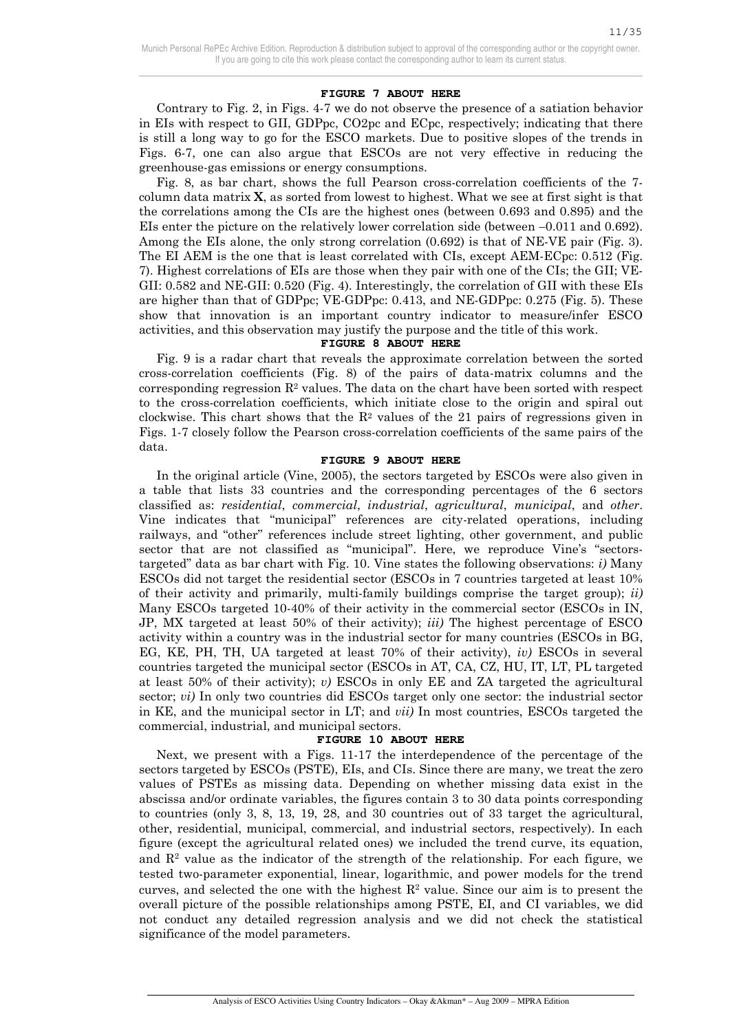**FIGURE 7 ABOUT HERE**

Contrary to Fig. 2, in Figs. 4-7 we do not observe the presence of a satiation behavior in EIs with respect to GII, GDPpc, CO2pc and ECpc, respectively; indicating that there is still a long way to go for the ESCO markets. Due to positive slopes of the trends in Figs. 6-7, one can also argue that ESCOs are not very effective in reducing the greenhouse-gas emissions or energy consumptions.

Fig. 8, as bar chart, shows the full Pearson cross-correlation coefficients of the 7-column data matrix **X**, as sorted from lowest to highest. What we see at first sight is that the correlations among the CIs are the highest ones (between 0.693 and 0.895) and the EIs enter the picture on the relatively lower correlation side (between –0.011 and 0.692). Among the EIs alone, the only strong correlation (0.692) is that of NE-VE pair (Fig. 3). The EI AEM is the one that is least correlated with CIs, except AEM-ECpc: 0.512 (Fig. 7). Highest correlations of EIs are those when they pair with one of the CIs; the GII; VE-GII: 0.582 and NE-GII: 0.520 (Fig. 4). Interestingly, the correlation of GII with these EIs are higher than that of GDPpc; VE-GDPpc: 0.413, and NE-GDPpc: 0.275 (Fig. 5). These show that innovation is an important country indicator to measure/infer ESCO activities, and this observation may justify the purpose and the title of this work.

**FIGURE 8 ABOUT HERE**

Fig. 9 is a radar chart that reveals the approximate correlation between the sorted cross-correlation coefficients (Fig. 8) of the pairs of data-matrix columns and the corresponding regression $R^2$ values. The data on the chart have been sorted with respect to the cross-correlation coefficients, which initiate close to the origin and spiral out clockwise. This chart shows that the $R^2$ values of the 21 pairs of regressions given in Figs. 1-7 closely follow the Pearson cross-correlation coefficients of the same pairs of the data.

**FIGURE 9 ABOUT HERE**

In the original article (Vine, 2005), the sectors targeted by ESCOs were also given in a table that lists 33 countries and the corresponding percentages of the 6 sectors classified as: *residential*, *commercial*, *industrial*, *agricultural*, *municipal*, and *other*. Vine indicates that "municipal" references are city-related operations, including railways, and "other" references include street lighting, other government, and public sector that are not classified as "municipal". Here, we reproduce Vine's "sectors-targeted" data as bar chart with Fig. 10. Vine states the following observations: *i)* Many ESCOs did not target the residential sector (ESCOs in 7 countries targeted at least 10% of their activity and primarily, multi-family buildings comprise the target group); *ii)* Many ESCOs targeted 10-40% of their activity in the commercial sector (ESCOs in IN, JP, MX targeted at least 50% of their activity); *iii)* The highest percentage of ESCO activity within a country was in the industrial sector for many countries (ESCOs in BG, EG, KE, PH, TH, UA targeted at least 70% of their activity), *iv)* ESCOs in several countries targeted the municipal sector (ESCOs in AT, CA, CZ, HU, IT, LT, PL targeted at least 50% of their activity); *v)* ESCOs in only EE and ZA targeted the agricultural sector; *vi)* In only two countries did ESCOs target only one sector: the industrial sector in KE, and the municipal sector in LT; and *vii)* In most countries, ESCOs targeted the commercial, industrial, and municipal sectors.

**FIGURE 10 ABOUT HERE**

Next, we present with a Figs. 11-17 the interdependence of the percentage of the sectors targeted by ESCOs (PSTE), EIs, and CIs. Since there are many, we treat the zero values of PSTEs as missing data. Depending on whether missing data exist in the abscissa and/or ordinate variables, the figures contain 3 to 30 data points corresponding to countries (only 3, 8, 13, 19, 28, and 30 countries out of 33 target the agricultural, other, residential, municipal, commercial, and industrial sectors, respectively). In each figure (except the agricultural related ones) we included the trend curve, its equation, and $R^2$ value as the indicator of the strength of the relationship. For each figure, we tested two-parameter exponential, linear, logarithmic, and power models for the trend curves, and selected the one with the highest $R^2$ value. Since our aim is to present the overall picture of the possible relationships among PSTE, EI, and CI variables, we did not conduct any detailed regression analysis and we did not check the statistical significance of the model parameters.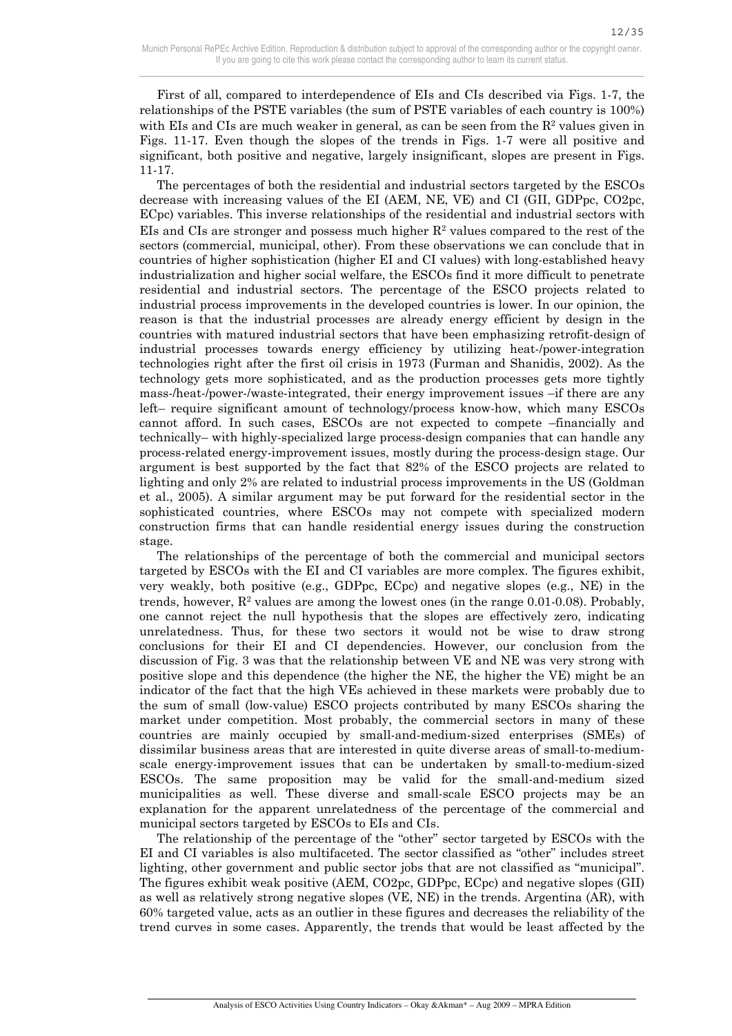First of all, compared to interdependence of EIs and CIs described via Figs. 1-7, the relationships of the PSTE variables (the sum of PSTE variables of each country is 100%) with EIs and CIs are much weaker in general, as can be seen from the $R^2$ values given in Figs. 11-17. Even though the slopes of the trends in Figs. 1-7 were all positive and significant, both positive and negative, largely insignificant, slopes are present in Figs. 11-17.

The percentages of both the residential and industrial sectors targeted by the ESCOs decrease with increasing values of the EI (AEM, NE, VE) and CI (GII, GDPpc, CO2pc, ECpc) variables. This inverse relationships of the residential and industrial sectors with EIs and CIs are stronger and possess much higher $R^2$ values compared to the rest of the sectors (commercial, municipal, other). From these observations we can conclude that in countries of higher sophistication (higher EI and CI values) with long-established heavy industrialization and higher social welfare, the ESCOs find it more difficult to penetrate residential and industrial sectors. The percentage of the ESCO projects related to industrial process improvements in the developed countries is lower. In our opinion, the reason is that the industrial processes are already energy efficient by design in the countries with matured industrial sectors that have been emphasizing retrofit-design of industrial processes towards energy efficiency by utilizing heat-/power-integration technologies right after the first oil crisis in 1973 (Furman and Shanidis, 2002). As the technology gets more sophisticated, and as the production processes gets more tightly mass-/heat-/power-/waste-integrated, their energy improvement issues –if there are any left– require significant amount of technology/process know-how, which many ESCOs cannot afford. In such cases, ESCOs are not expected to compete –financially and technically– with highly-specialized large process-design companies that can handle any process-related energy-improvement issues, mostly during the process-design stage. Our argument is best supported by the fact that 82% of the ESCO projects are related to lighting and only 2% are related to industrial process improvements in the US (Goldman et al., 2005). A similar argument may be put forward for the residential sector in the sophisticated countries, where ESCOs may not compete with specialized modern construction firms that can handle residential energy issues during the construction stage.

The relationships of the percentage of both the commercial and municipal sectors targeted by ESCOs with the EI and CI variables are more complex. The figures exhibit, very weakly, both positive (e.g., GDPpc, ECpc) and negative slopes (e.g., NE) in the trends, however, $R^2$ values are among the lowest ones (in the range 0.01-0.08). Probably, one cannot reject the null hypothesis that the slopes are effectively zero, indicating unrelatedness. Thus, for these two sectors it would not be wise to draw strong conclusions for their EI and CI dependencies. However, our conclusion from the discussion of Fig. 3 was that the relationship between VE and NE was very strong with positive slope and this dependence (the higher the NE, the higher the VE) might be an indicator of the fact that the high VEs achieved in these markets were probably due to the sum of small (low-value) ESCO projects contributed by many ESCOs sharing the market under competition. Most probably, the commercial sectors in many of these countries are mainly occupied by small-and-medium-sized enterprises (SMEs) of dissimilar business areas that are interested in quite diverse areas of small-to-medium-scale energy-improvement issues that can be undertaken by small-to-medium-sized ESCOs. The same proposition may be valid for the small-and-medium sized municipalities as well. These diverse and small-scale ESCO projects may be an explanation for the apparent unrelatedness of the percentage of the commercial and municipal sectors targeted by ESCOs to EIs and CIs.

The relationship of the percentage of the "other" sector targeted by ESCOs with the EI and CI variables is also multifaceted. The sector classified as "other" includes street lighting, other government and public sector jobs that are not classified as "municipal". The figures exhibit weak positive (AEM, CO2pc, GDPpc, ECpc) and negative slopes (GII) as well as relatively strong negative slopes (VE, NE) in the trends. Argentina (AR), with 60% targeted value, acts as an outlier in these figures and decreases the reliability of the trend curves in some cases. Apparently, the trends that would be least affected by the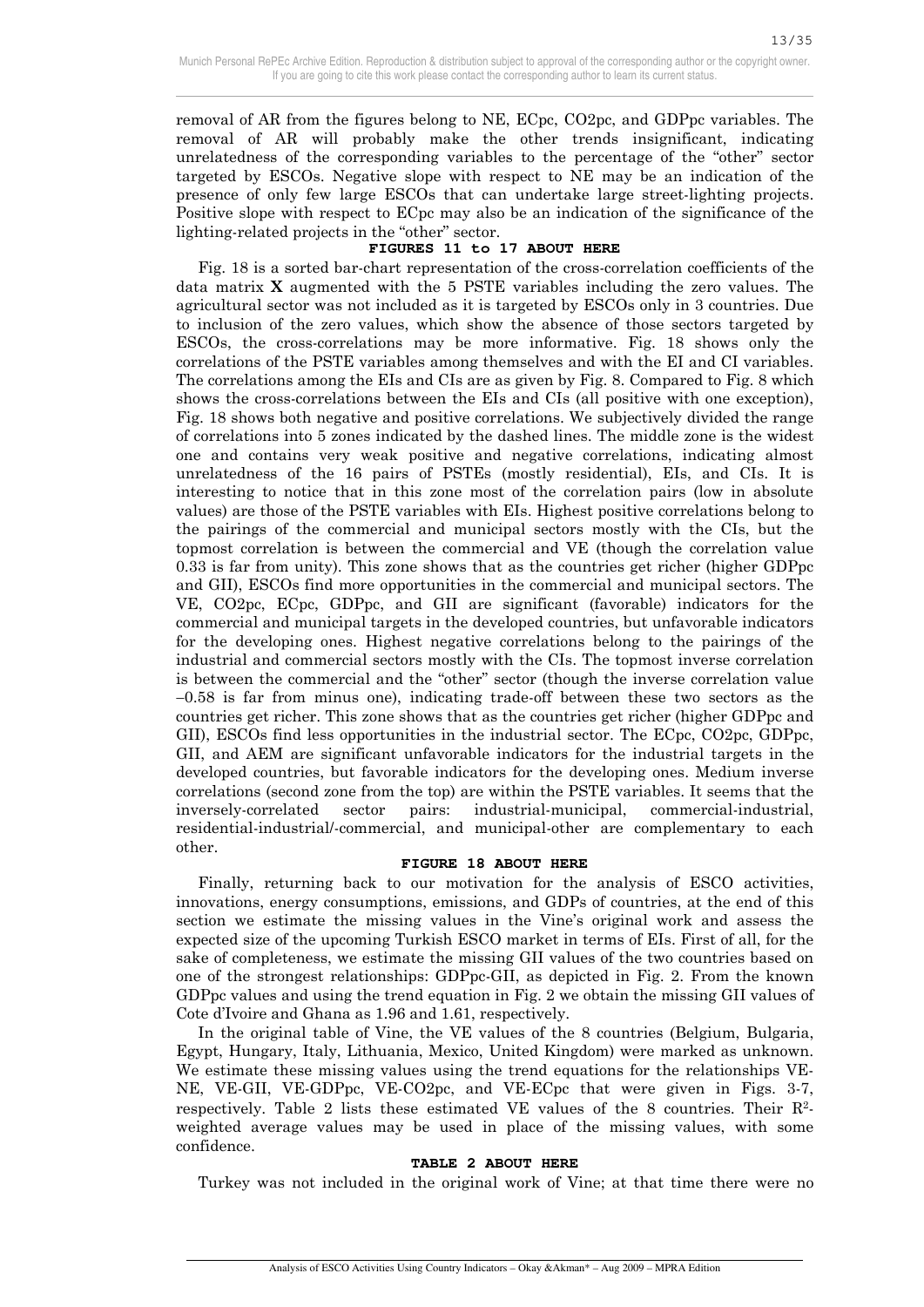removal of AR from the figures belong to NE, ECpc, CO2pc, and GDPpc variables. The removal of AR will probably make the other trends insignificant, indicating unrelatedness of the corresponding variables to the percentage of the "other" sector targeted by ESCOs. Negative slope with respect to NE may be an indication of the presence of only few large ESCOs that can undertake large street-lighting projects. Positive slope with respect to ECpc may also be an indication of the significance of the lighting-related projects in the "other" sector.

**FIGURES 11 to 17 ABOUT HERE**

Fig. 18 is a sorted bar-chart representation of the cross-correlation coefficients of the data matrix **X** augmented with the 5 PSTE variables including the zero values. The agricultural sector was not included as it is targeted by ESCOs only in 3 countries. Due to inclusion of the zero values, which show the absence of those sectors targeted by ESCOs, the cross-correlations may be more informative. Fig. 18 shows only the correlations of the PSTE variables among themselves and with the EI and CI variables. The correlations among the EIs and CIs are as given by Fig. 8. Compared to Fig. 8 which shows the cross-correlations between the EIs and CIs (all positive with one exception), Fig. 18 shows both negative and positive correlations. We subjectively divided the range of correlations into 5 zones indicated by the dashed lines. The middle zone is the widest one and contains very weak positive and negative correlations, indicating almost unrelatedness of the 16 pairs of PSTEs (mostly residential), EIs, and CIs. It is interesting to notice that in this zone most of the correlation pairs (low in absolute values) are those of the PSTE variables with EIs. Highest positive correlations belong to the pairings of the commercial and municipal sectors mostly with the CIs, but the topmost correlation is between the commercial and VE (though the correlation value 0.33 is far from unity). This zone shows that as the countries get richer (higher GDPpc and GII), ESCOs find more opportunities in the commercial and municipal sectors. The VE, CO2pc, ECpc, GDPpc, and GII are significant (favorable) indicators for the commercial and municipal targets in the developed countries, but unfavorable indicators for the developing ones. Highest negative correlations belong to the pairings of the industrial and commercial sectors mostly with the CIs. The topmost inverse correlation is between the commercial and the "other" sector (though the inverse correlation value –0.58 is far from minus one), indicating trade-off between these two sectors as the countries get richer. This zone shows that as the countries get richer (higher GDPpc and GII), ESCOs find less opportunities in the industrial sector. The ECpc, CO2pc, GDPpc, GII, and AEM are significant unfavorable indicators for the industrial targets in the developed countries, but favorable indicators for the developing ones. Medium inverse correlations (second zone from the top) are within the PSTE variables. It seems that the inversely-correlated sector pairs: industrial-municipal, commercial-industrial, residential-industrial/-commercial, and municipal-other are complementary to each other.

**FIGURE 18 ABOUT HERE**

Finally, returning back to our motivation for the analysis of ESCO activities, innovations, energy consumptions, emissions, and GDPs of countries, at the end of this section we estimate the missing values in the Vine's original work and assess the expected size of the upcoming Turkish ESCO market in terms of EIs. First of all, for the sake of completeness, we estimate the missing GII values of the two countries based on one of the strongest relationships: GDPpc-GII, as depicted in Fig. 2. From the known GDPpc values and using the trend equation in Fig. 2 we obtain the missing GII values of Cote d'Ivoire and Ghana as 1.96 and 1.61, respectively.

In the original table of Vine, the VE values of the 8 countries (Belgium, Bulgaria, Egypt, Hungary, Italy, Lithuania, Mexico, United Kingdom) were marked as unknown. We estimate these missing values using the trend equations for the relationships VE-NE, VE-GII, VE-GDPpc, VE-CO2pc, and VE-ECpc that were given in Figs. 3-7, respectively. Table 2 lists these estimated VE values of the 8 countries. Their $R^2$-weighted average values may be used in place of the missing values, with some confidence.

**TABLE 2 ABOUT HERE**

Turkey was not included in the original work of Vine; at that time there were no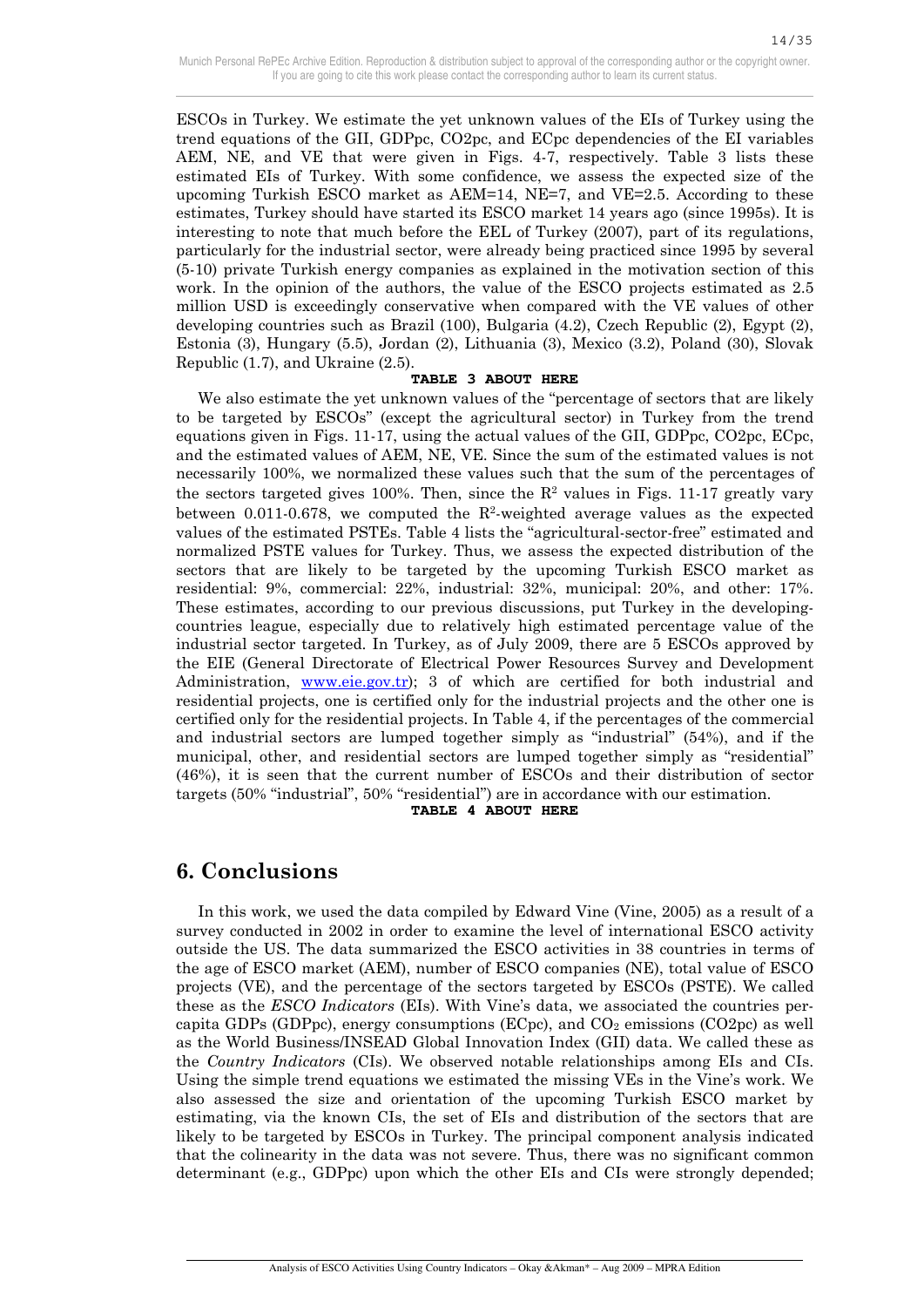ESCOs in Turkey. We estimate the yet unknown values of the EIs of Turkey using the trend equations of the GII, GDPpc, CO2pc, and ECpc dependencies of the EI variables AEM, NE, and VE that were given in Figs. 4-7, respectively. Table 3 lists these estimated EIs of Turkey. With some confidence, we assess the expected size of the upcoming Turkish ESCO market as AEM=14, NE=7, and VE=2.5. According to these estimates, Turkey should have started its ESCO market 14 years ago (since 1995s). It is interesting to note that much before the EEL of Turkey (2007), part of its regulations, particularly for the industrial sector, were already being practiced since 1995 by several (5-10) private Turkish energy companies as explained in the motivation section of this work. In the opinion of the authors, the value of the ESCO projects estimated as 2.5 million USD is exceedingly conservative when compared with the VE values of other developing countries such as Brazil (100), Bulgaria (4.2), Czech Republic (2), Egypt (2), Estonia (3), Hungary (5.5), Jordan (2), Lithuania (3), Mexico (3.2), Poland (30), Slovak Republic (1.7), and Ukraine (2.5).

**TABLE 3 ABOUT HERE**

We also estimate the yet unknown values of the "percentage of sectors that are likely to be targeted by ESCOs" (except the agricultural sector) in Turkey from the trend equations given in Figs. 11-17, using the actual values of the GII, GDPpc, CO2pc, ECpc, and the estimated values of AEM, NE, VE. Since the sum of the estimated values is not necessarily 100%, we normalized these values such that the sum of the percentages of the sectors targeted gives 100%. Then, since the $R^2$ values in Figs. 11-17 greatly vary between 0.011-0.678, we computed the $R^2$-weighted average values as the expected values of the estimated PSTEs. Table 4 lists the "agricultural-sector-free" estimated and normalized PSTE values for Turkey. Thus, we assess the expected distribution of the sectors that are likely to be targeted by the upcoming Turkish ESCO market as residential: 9%, commercial: 22%, industrial: 32%, municipal: 20%, and other: 17%. These estimates, according to our previous discussions, put Turkey in the developing-countries league, especially due to relatively high estimated percentage value of the industrial sector targeted. In Turkey, as of July 2009, there are 5 ESCOs approved by the EIE (General Directorate of Electrical Power Resources Survey and Development Administration, www.eie.gov.tr); 3 of which are certified for both industrial and residential projects, one is certified only for the industrial projects and the other one is certified only for the residential projects. In Table 4, if the percentages of the commercial and industrial sectors are lumped together simply as "industrial" (54%), and if the municipal, other, and residential sectors are lumped together simply as "residential" (46%), it is seen that the current number of ESCOs and their distribution of sector targets (50% "industrial", 50% "residential") are in accordance with our estimation.

**TABLE 4 ABOUT HERE**

# 6. Conclusions

In this work, we used the data compiled by Edward Vine (Vine, 2005) as a result of a survey conducted in 2002 in order to examine the level of international ESCO activity outside the US. The data summarized the ESCO activities in 38 countries in terms of the age of ESCO market (AEM), number of ESCO companies (NE), total value of ESCO projects (VE), and the percentage of the sectors targeted by ESCOs (PSTE). We called these as the *ESCO Indicators* (EIs). With Vine's data, we associated the countries per-capita GDPs (GDPpc), energy consumptions (ECpc), and $CO_2$ emissions (CO2pc) as well as the World Business/INSEAD Global Innovation Index (GII) data. We called these as the *Country Indicators* (CIs). We observed notable relationships among EIs and CIs. Using the simple trend equations we estimated the missing VEs in the Vine's work. We also assessed the size and orientation of the upcoming Turkish ESCO market by estimating, via the known CIs, the set of EIs and distribution of the sectors that are likely to be targeted by ESCOs in Turkey. The principal component analysis indicated that the colinearity in the data was not severe. Thus, there was no significant common determinant (e.g., GDPpc) upon which the other EIs and CIs were strongly depended;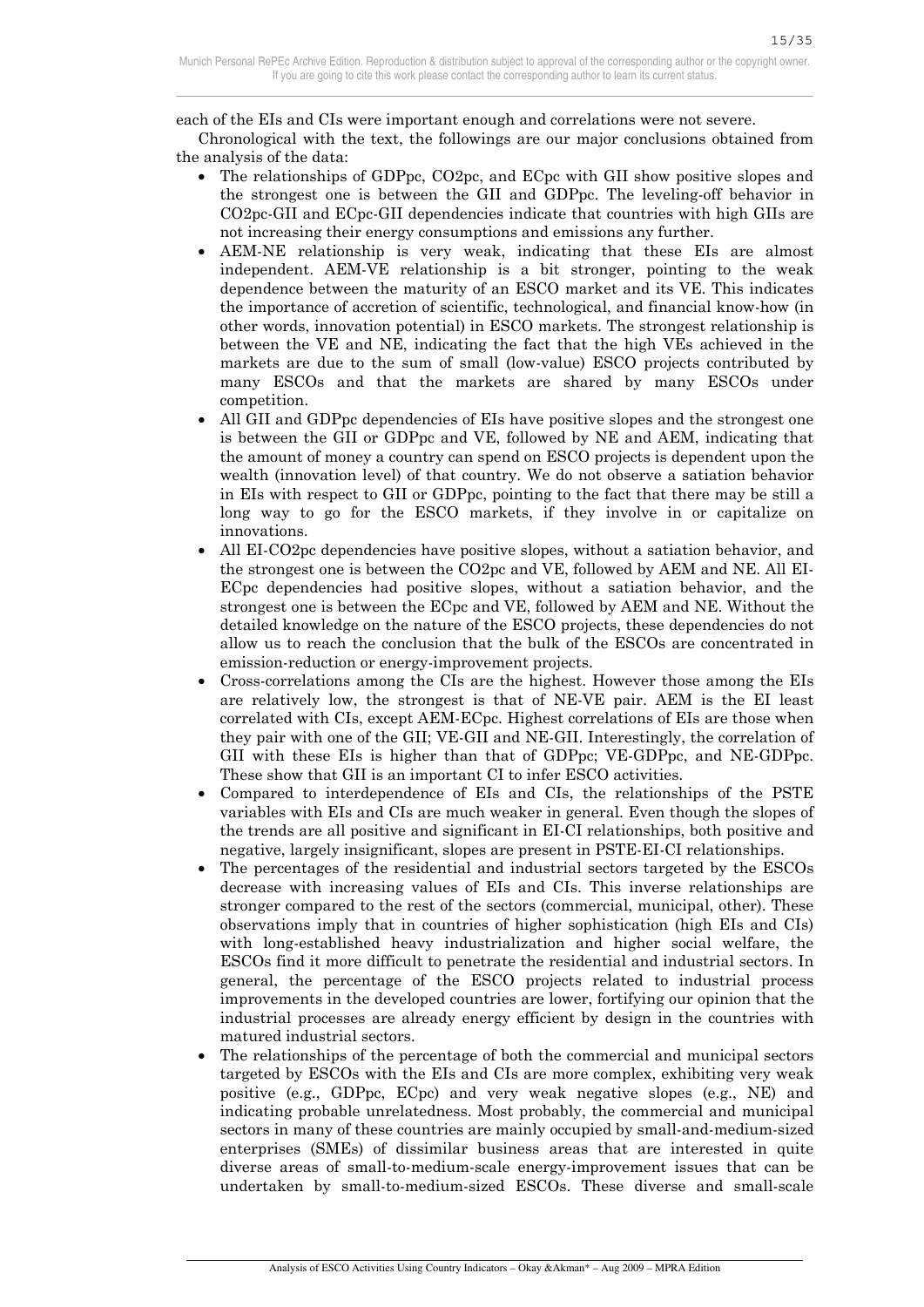each of the EIs and CIs were important enough and correlations were not severe.

Chronological with the text, the followings are our major conclusions obtained from the analysis of the data:

- The relationships of GDPpc, CO2pc, and ECpc with GII show positive slopes and the strongest one is between the GII and GDPpc. The leveling-off behavior in CO2pc-GII and ECpc-GII dependencies indicate that countries with high GIIs are not increasing their energy consumptions and emissions any further.
- AEM-NE relationship is very weak, indicating that these EIs are almost independent. AEM-VE relationship is a bit stronger, pointing to the weak dependence between the maturity of an ESCO market and its VE. This indicates the importance of accretion of scientific, technological, and financial know-how (in other words, innovation potential) in ESCO markets. The strongest relationship is between the VE and NE, indicating the fact that the high VEs achieved in the markets are due to the sum of small (low-value) ESCO projects contributed by many ESCOs and that the markets are shared by many ESCOs under competition.
- All GII and GDPpc dependencies of EIs have positive slopes and the strongest one is between the GII or GDPpc and VE, followed by NE and AEM, indicating that the amount of money a country can spend on ESCO projects is dependent upon the wealth (innovation level) of that country. We do not observe a satiation behavior in EIs with respect to GII or GDPpc, pointing to the fact that there may be still a long way to go for the ESCO markets, if they involve in or capitalize on innovations.
- All EI-CO2pc dependencies have positive slopes, without a satiation behavior, and the strongest one is between the CO2pc and VE, followed by AEM and NE. All EI-ECpc dependencies had positive slopes, without a satiation behavior, and the strongest one is between the ECpc and VE, followed by AEM and NE. Without the detailed knowledge on the nature of the ESCO projects, these dependencies do not allow us to reach the conclusion that the bulk of the ESCOs are concentrated in emission-reduction or energy-improvement projects.
- Cross-correlations among the CIs are the highest. However those among the EIs are relatively low, the strongest is that of NE-VE pair. AEM is the EI least correlated with CIs, except AEM-ECpc. Highest correlations of EIs are those when they pair with one of the GII; VE-GII and NE-GII. Interestingly, the correlation of GII with these EIs is higher than that of GDPpc; VE-GDPpc, and NE-GDPpc. These show that GII is an important CI to infer ESCO activities.
- Compared to interdependence of EIs and CIs, the relationships of the PSTE variables with EIs and CIs are much weaker in general. Even though the slopes of the trends are all positive and significant in EI-CI relationships, both positive and negative, largely insignificant, slopes are present in PSTE-EI-CI relationships.
- The percentages of the residential and industrial sectors targeted by the ESCOs decrease with increasing values of EIs and CIs. This inverse relationships are stronger compared to the rest of the sectors (commercial, municipal, other). These observations imply that in countries of higher sophistication (high EIs and CIs) with long-established heavy industrialization and higher social welfare, the ESCOs find it more difficult to penetrate the residential and industrial sectors. In general, the percentage of the ESCO projects related to industrial process improvements in the developed countries are lower, fortifying our opinion that the industrial processes are already energy efficient by design in the countries with matured industrial sectors.
- The relationships of the percentage of both the commercial and municipal sectors targeted by ESCOs with the EIs and CIs are more complex, exhibiting very weak positive (e.g., GDPpc, ECpc) and very weak negative slopes (e.g., NE) and indicating probable unrelatedness. Most probably, the commercial and municipal sectors in many of these countries are mainly occupied by small-and-medium-sized enterprises (SMEs) of dissimilar business areas that are interested in quite diverse areas of small-to-medium-scale energy-improvement issues that can be undertaken by small-to-medium-sized ESCOs. These diverse and small-scale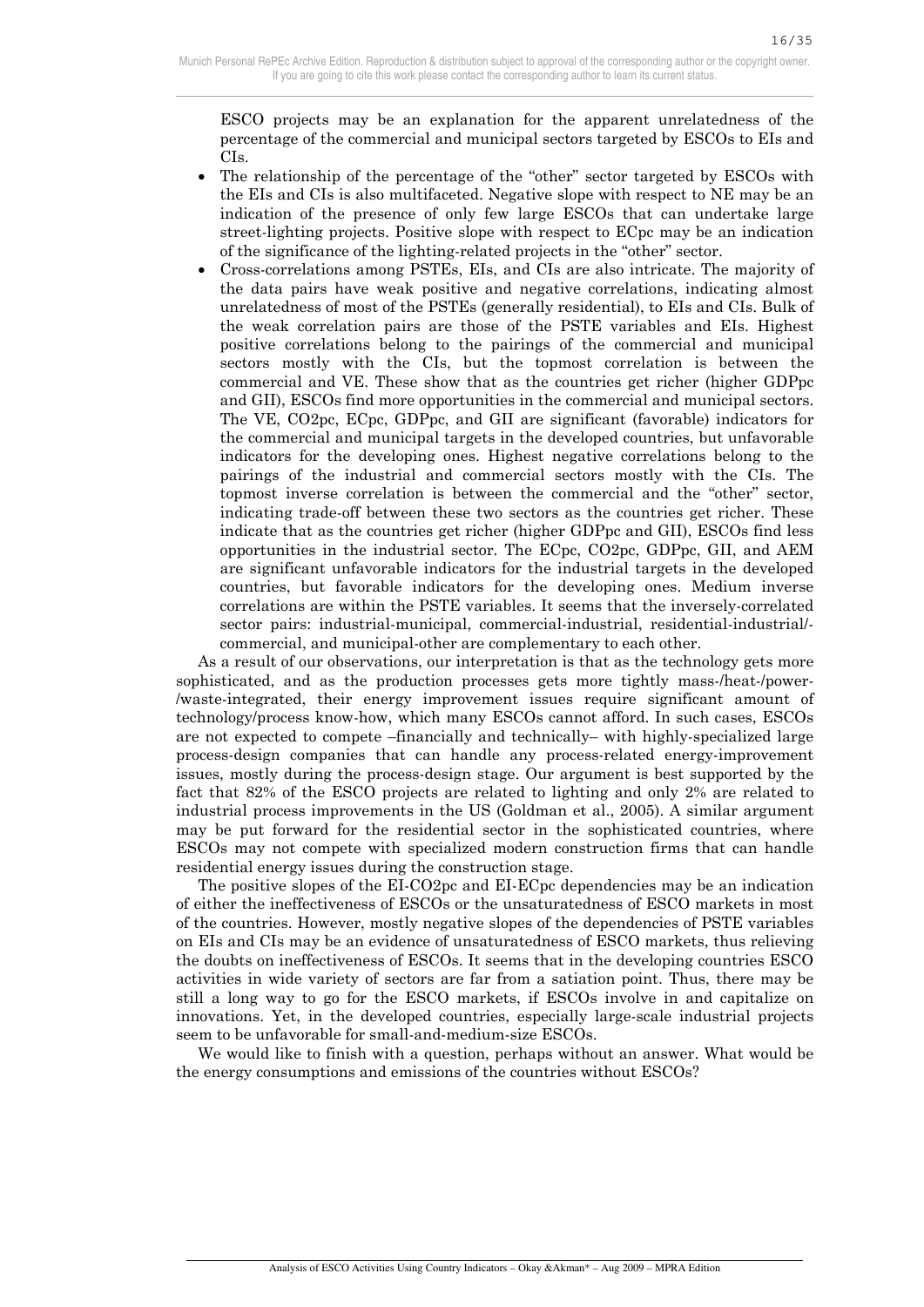ESCO projects may be an explanation for the apparent unrelatedness of the percentage of the commercial and municipal sectors targeted by ESCOs to EIs and CIs.

- The relationship of the percentage of the "other" sector targeted by ESCOs with the EIs and CIs is also multifaceted. Negative slope with respect to NE may be an indication of the presence of only few large ESCOs that can undertake large street-lighting projects. Positive slope with respect to ECpc may be an indication of the significance of the lighting-related projects in the "other" sector.
- Cross-correlations among PSTEs, EIs, and CIs are also intricate. The majority of the data pairs have weak positive and negative correlations, indicating almost unrelatedness of most of the PSTEs (generally residential), to EIs and CIs. Bulk of the weak correlation pairs are those of the PSTE variables and EIs. Highest positive correlations belong to the pairings of the commercial and municipal sectors mostly with the CIs, but the topmost correlation is between the commercial and VE. These show that as the countries get richer (higher GDPpc and GII), ESCOs find more opportunities in the commercial and municipal sectors. The VE, CO2pc, ECpc, GDPpc, and GII are significant (favorable) indicators for the commercial and municipal targets in the developed countries, but unfavorable indicators for the developing ones. Highest negative correlations belong to the pairings of the industrial and commercial sectors mostly with the CIs. The topmost inverse correlation is between the commercial and the "other" sector, indicating trade-off between these two sectors as the countries get richer. These indicate that as the countries get richer (higher GDPpc and GII), ESCOs find less opportunities in the industrial sector. The ECpc, CO2pc, GDPpc, GII, and AEM are significant unfavorable indicators for the industrial targets in the developed countries, but favorable indicators for the developing ones. Medium inverse correlations are within the PSTE variables. It seems that the inversely-correlated sector pairs: industrial-municipal, commercial-industrial, residential-industrial/-commercial, and municipal-other are complementary to each other.

As a result of our observations, our interpretation is that as the technology gets more sophisticated, and as the production processes gets more tightly mass-/heat-/power-/waste-integrated, their energy improvement issues require significant amount of technology/process know-how, which many ESCOs cannot afford. In such cases, ESCOs are not expected to compete –financially and technically– with highly-specialized large process-design companies that can handle any process-related energy-improvement issues, mostly during the process-design stage. Our argument is best supported by the fact that 82% of the ESCO projects are related to lighting and only 2% are related to industrial process improvements in the US (Goldman et al., 2005). A similar argument may be put forward for the residential sector in the sophisticated countries, where ESCOs may not compete with specialized modern construction firms that can handle residential energy issues during the construction stage.

The positive slopes of the EI-CO2pc and EI-ECpc dependencies may be an indication of either the ineffectiveness of ESCOs or the unsaturatedness of ESCO markets in most of the countries. However, mostly negative slopes of the dependencies of PSTE variables on EIs and CIs may be an evidence of unsaturatedness of ESCO markets, thus relieving the doubts on ineffectiveness of ESCOs. It seems that in the developing countries ESCO activities in wide variety of sectors are far from a satiation point. Thus, there may be still a long way to go for the ESCO markets, if ESCOs involve in and capitalize on innovations. Yet, in the developed countries, especially large-scale industrial projects seem to be unfavorable for small-and-medium-size ESCOs.

We would like to finish with a question, perhaps without an answer. What would be the energy consumptions and emissions of the countries without ESCOs?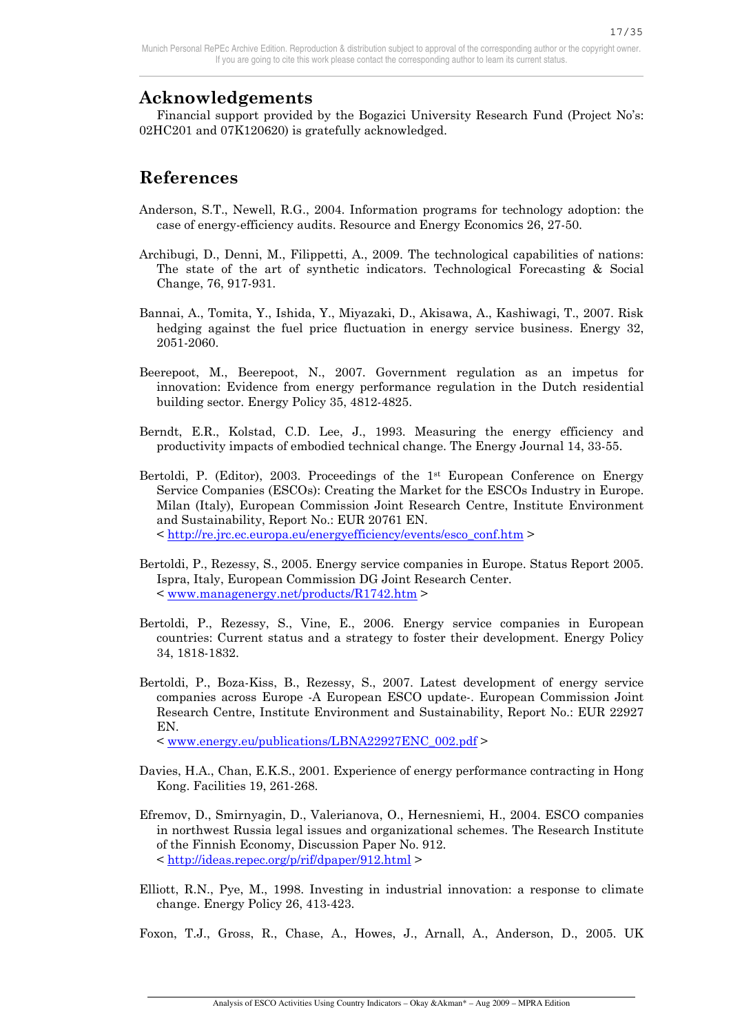## Acknowledgements

Financial support provided by the Bogazici University Research Fund (Project No's: 02HC201 and 07K120620) is gratefully acknowledged.

## References

Anderson, S.T., Newell, R.G., 2004. Information programs for technology adoption: the case of energy-efficiency audits. Resource and Energy Economics 26, 27-50.

Archibugi, D., Denni, M., Filippetti, A., 2009. The technological capabilities of nations: The state of the art of synthetic indicators. Technological Forecasting & Social Change, 76, 917-931.

Bannai, A., Tomita, Y., Ishida, Y., Miyazaki, D., Akisawa, A., Kashiwagi, T., 2007. Risk hedging against the fuel price fluctuation in energy service business. Energy 32, 2051-2060.

Beerepoot, M., Beerepoot, N., 2007. Government regulation as an impetus for innovation: Evidence from energy performance regulation in the Dutch residential building sector. Energy Policy 35, 4812-4825.

Berndt, E.R., Kolstad, C.D. Lee, J., 1993. Measuring the energy efficiency and productivity impacts of embodied technical change. The Energy Journal 14, 33-55.

Bertoldi, P. (Editor), 2003. Proceedings of the 1st European Conference on Energy Service Companies (ESCOs): Creating the Market for the ESCOs Industry in Europe. Milan (Italy), European Commission Joint Research Centre, Institute Environment and Sustainability, Report No.: EUR 20761 EN.
< http://re.jrc.ec.europa.eu/energyefficiency/events/esco_conf.htm >

Bertoldi, P., Rezessy, S., 2005. Energy service companies in Europe. Status Report 2005. Ispra, Italy, European Commission DG Joint Research Center.
< www.managenergy.net/products/R1742.htm >

Bertoldi, P., Rezessy, S., Vine, E., 2006. Energy service companies in European countries: Current status and a strategy to foster their development. Energy Policy 34, 1818-1832.

Bertoldi, P., Boza-Kiss, B., Rezessy, S., 2007. Latest development of energy service companies across Europe -A European ESCO update-. European Commission Joint Research Centre, Institute Environment and Sustainability, Report No.: EUR 22927 EN.
< www.energy.eu/publications/LBNA22927ENC_002.pdf >

Davies, H.A., Chan, E.K.S., 2001. Experience of energy performance contracting in Hong Kong. Facilities 19, 261-268.

Efremov, D., Smirnyagin, D., Valerianova, O., Hernesniemi, H., 2004. ESCO companies in northwest Russia legal issues and organizational schemes. The Research Institute of the Finnish Economy, Discussion Paper No. 912.
< http://ideas.repec.org/p/rif/dpaper/912.html >

Elliott, R.N., Pye, M., 1998. Investing in industrial innovation: a response to climate change. Energy Policy 26, 413-423.

Foxon, T.J., Gross, R., Chase, A., Howes, J., Arnall, A., Anderson, D., 2005. UK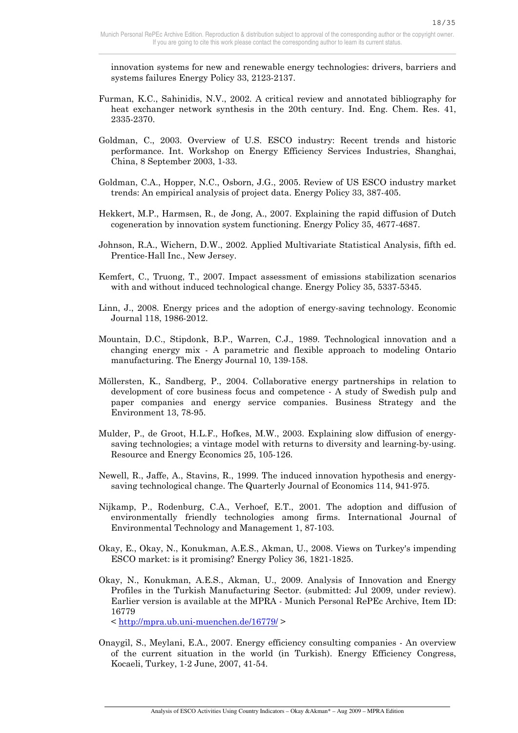innovation systems for new and renewable energy technologies: drivers, barriers and systems failures Energy Policy 33, 2123-2137.

Furman, K.C., Sahinidis, N.V., 2002. A critical review and annotated bibliography for heat exchanger network synthesis in the 20th century. Ind. Eng. Chem. Res. 41, 2335-2370.

Goldman, C., 2003. Overview of U.S. ESCO industry: Recent trends and historic performance. Int. Workshop on Energy Efficiency Services Industries, Shanghai, China, 8 September 2003, 1-33.

Goldman, C.A., Hopper, N.C., Osborn, J.G., 2005. Review of US ESCO industry market trends: An empirical analysis of project data. Energy Policy 33, 387-405.

Hekkert, M.P., Harmsen, R., de Jong, A., 2007. Explaining the rapid diffusion of Dutch cogeneration by innovation system functioning. Energy Policy 35, 4677-4687.

Johnson, R.A., Wichern, D.W., 2002. Applied Multivariate Statistical Analysis, fifth ed. Prentice-Hall Inc., New Jersey.

Kemfert, C., Truong, T., 2007. Impact assessment of emissions stabilization scenarios with and without induced technological change. Energy Policy 35, 5337-5345.

Linn, J., 2008. Energy prices and the adoption of energy-saving technology. Economic Journal 118, 1986-2012.

Mountain, D.C., Stipdonk, B.P., Warren, C.J., 1989. Technological innovation and a changing energy mix - A parametric and flexible approach to modeling Ontario manufacturing. The Energy Journal 10, 139-158.

Möllersten, K., Sandberg, P., 2004. Collaborative energy partnerships in relation to development of core business focus and competence - A study of Swedish pulp and paper companies and energy service companies. Business Strategy and the Environment 13, 78-95.

Mulder, P., de Groot, H.L.F., Hofkes, M.W., 2003. Explaining slow diffusion of energy-saving technologies; a vintage model with returns to diversity and learning-by-using. Resource and Energy Economics 25, 105-126.

Newell, R., Jaffe, A., Stavins, R., 1999. The induced innovation hypothesis and energy-saving technological change. The Quarterly Journal of Economics 114, 941-975.

Nijkamp, P., Rodenburg, C.A., Verhoef, E.T., 2001. The adoption and diffusion of environmentally friendly technologies among firms. International Journal of Environmental Technology and Management 1, 87-103.

Okay, E., Okay, N., Konukman, A.E.S., Akman, U., 2008. Views on Turkey's impending ESCO market: is it promising? Energy Policy 36, 1821-1825.

Okay, N., Konukman, A.E.S., Akman, U., 2009. Analysis of Innovation and Energy Profiles in the Turkish Manufacturing Sector. (submitted: Jul 2009, under review). Earlier version is available at the MPRA - Munich Personal RePEc Archive, Item ID: 16779
< http://mpra.ub.uni-muenchen.de/16779/ >

Onaygil, S., Meylani, E.A., 2007. Energy efficiency consulting companies - An overview of the current situation in the world (in Turkish). Energy Efficiency Congress, Kocaeli, Turkey, 1-2 June, 2007, 41-54.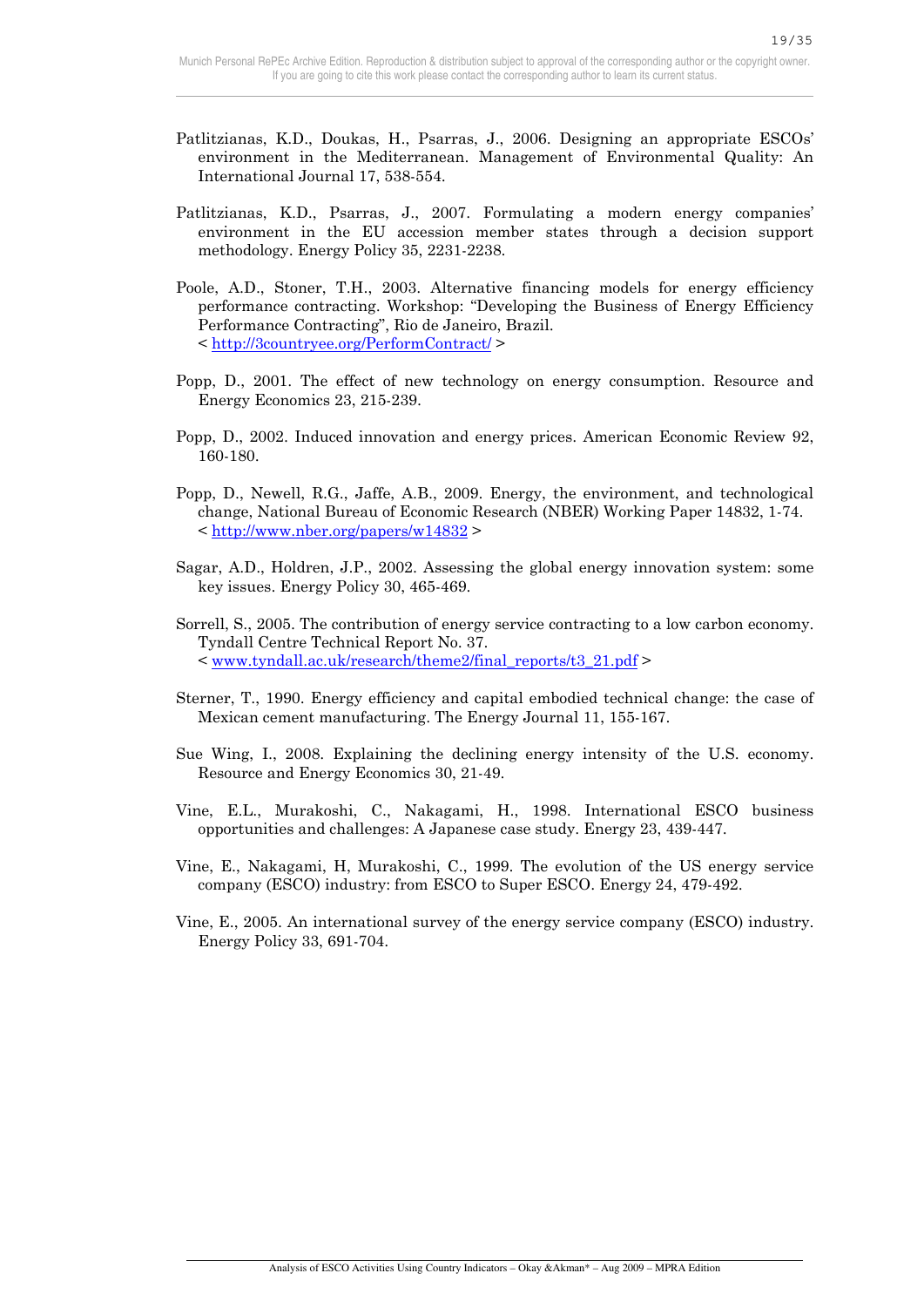Patlitzianas, K.D., Doukas, H., Psarras, J., 2006. Designing an appropriate ESCOs' environment in the Mediterranean. Management of Environmental Quality: An International Journal 17, 538-554.

Patlitzianas, K.D., Psarras, J., 2007. Formulating a modern energy companies' environment in the EU accession member states through a decision support methodology. Energy Policy 35, 2231-2238.

Poole, A.D., Stoner, T.H., 2003. Alternative financing models for energy efficiency performance contracting. Workshop: "Developing the Business of Energy Efficiency Performance Contracting", Rio de Janeiro, Brazil. < http://3countryee.org/PerformContract/ >

Popp, D., 2001. The effect of new technology on energy consumption. Resource and Energy Economics 23, 215-239.

Popp, D., 2002. Induced innovation and energy prices. American Economic Review 92, 160-180.

Popp, D., Newell, R.G., Jaffe, A.B., 2009. Energy, the environment, and technological change, National Bureau of Economic Research (NBER) Working Paper 14832, 1-74. < http://www.nber.org/papers/w14832 >

Sagar, A.D., Holdren, J.P., 2002. Assessing the global energy innovation system: some key issues. Energy Policy 30, 465-469.

Sorrell, S., 2005. The contribution of energy service contracting to a low carbon economy. Tyndall Centre Technical Report No. 37. < www.tyndall.ac.uk/research/theme2/final_reports/t3_21.pdf >

Sterner, T., 1990. Energy efficiency and capital embodied technical change: the case of Mexican cement manufacturing. The Energy Journal 11, 155-167.

Sue Wing, I., 2008. Explaining the declining energy intensity of the U.S. economy. Resource and Energy Economics 30, 21-49.

Vine, E.L., Murakoshi, C., Nakagami, H., 1998. International ESCO business opportunities and challenges: A Japanese case study. Energy 23, 439-447.

Vine, E., Nakagami, H, Murakoshi, C., 1999. The evolution of the US energy service company (ESCO) industry: from ESCO to Super ESCO. Energy 24, 479-492.

Vine, E., 2005. An international survey of the energy service company (ESCO) industry. Energy Policy 33, 691-704.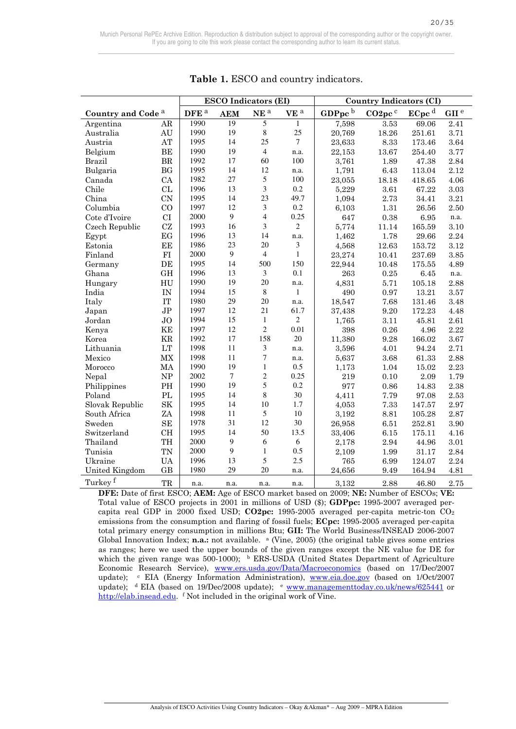**Table 1.** ESCO and country indicators.

| Country and Code [a] | | ESCO Indicators (EI) | | | | Country Indicators (CI) | | | |
|---|---|---|---|---|---|---|---|---|---|
| | | DFE [a] | AEM | NE [a] | VE [a] | GDPpc [b] | CO2pc [c] | ECpc [d] | GII [e] |
| Argentina | AR | 1990 | 19 | 5 | 1 | 7,598 | 3.53 | 69.06 | 2.41 |
| Australia | AU | 1990 | 19 | 8 | 25 | 20,769 | 18.26 | 251.61 | 3.71 |
| Austria | AT | 1995 | 14 | 25 | 7 | 23,633 | 8.33 | 173.46 | 3.64 |
| Belgium | BE | 1990 | 19 | 4 | n.a. | 22,153 | 13.67 | 254.40 | 3.77 |
| Brazil | BR | 1992 | 17 | 60 | 100 | 3,761 | 1.89 | 47.38 | 2.84 |
| Bulgaria | BG | 1995 | 14 | 12 | n.a. | 1,791 | 6.43 | 113.04 | 2.12 |
| Canada | CA | 1982 | 27 | 5 | 100 | 23,055 | 18.18 | 418.65 | 4.06 |
| Chile | CL | 1996 | 13 | 3 | 0.2 | 5,229 | 3.61 | 67.22 | 3.03 |
| China | CN | 1995 | 14 | 23 | 49.7 | 1,094 | 2.73 | 34.41 | 3.21 |
| Columbia | CO | 1997 | 12 | 3 | 0.2 | 6,103 | 1.31 | 26.56 | 2.50 |
| Cote d'Ivoire | CI | 2000 | 9 | 4 | 0.25 | 647 | 0.38 | 6.95 | n.a. |
| Czech Republic | CZ | 1993 | 16 | 3 | 2 | 5,774 | 11.14 | 165.59 | 3.10 |
| Egypt | EG | 1996 | 13 | 14 | n.a. | 1,462 | 1.78 | 29.66 | 2.24 |
| Estonia | EE | 1986 | 23 | 20 | 3 | 4,568 | 12.63 | 153.72 | 3.12 |
| Finland | FI | 2000 | 9 | 4 | 1 | 23,274 | 10.41 | 237.69 | 3.85 |
| Germany | DE | 1995 | 14 | 500 | 150 | 22,944 | 10.48 | 175.55 | 4.89 |
| Ghana | GH | 1996 | 13 | 3 | 0.1 | 263 | 0.25 | 6.45 | n.a. |
| Hungary | HU | 1990 | 19 | 20 | n.a. | 4,831 | 5.71 | 105.18 | 2.88 |
| India | IN | 1994 | 15 | 8 | 1 | 490 | 0.97 | 13.21 | 3.57 |
| Italy | IT | 1980 | 29 | 20 | n.a. | 18,547 | 7.68 | 131.46 | 3.48 |
| Japan | JP | 1997 | 12 | 21 | 61.7 | 37,438 | 9.20 | 172.23 | 4.48 |
| Jordan | JO | 1994 | 15 | 1 | 2 | 1,765 | 3.11 | 45.81 | 2.61 |
| Kenya | KE | 1997 | 12 | 2 | 0.01 | 398 | 0.26 | 4.96 | 2.22 |
| Korea | KR | 1992 | 17 | 158 | 20 | 11,380 | 9.28 | 166.02 | 3.67 |
| Lithuania | LT | 1998 | 11 | 3 | n.a. | 3,596 | 4.01 | 94.24 | 2.71 |
| Mexico | MX | 1998 | 11 | 7 | n.a. | 5,637 | 3.68 | 61.33 | 2.88 |
| Morocco | MA | 1990 | 19 | 1 | 0.5 | 1,173 | 1.04 | 15.02 | 2.23 |
| Nepal | NP | 2002 | 7 | 2 | 0.25 | 219 | 0.10 | 2.09 | 1.79 |
| Philippines | PH | 1990 | 19 | 5 | 0.2 | 977 | 0.86 | 14.83 | 2.38 |
| Poland | PL | 1995 | 14 | 8 | 30 | 4,411 | 7.79 | 97.08 | 2.53 |
| Slovak Republic | SK | 1995 | 14 | 10 | 1.7 | 4,053 | 7.33 | 147.57 | 2.97 |
| South Africa | ZA | 1998 | 11 | 5 | 10 | 3,192 | 8.81 | 105.28 | 2.87 |
| Sweden | SE | 1978 | 31 | 12 | 30 | 26,958 | 6.51 | 252.81 | 3.90 |
| Switzerland | CH | 1995 | 14 | 50 | 13.5 | 33,406 | 6.15 | 175.11 | 4.16 |
| Thailand | TH | 2000 | 9 | 6 | 6 | 2,178 | 2.94 | 44.96 | 3.01 |
| Tunisia | TN | 2000 | 9 | 1 | 0.5 | 2,109 | 1.99 | 31.17 | 2.84 |
| Ukraine | UA | 1996 | 13 | 5 | 2.5 | 765 | 6.99 | 124.07 | 2.24 |
| United Kingdom | GB | 1980 | 29 | 20 | n.a. | 24,656 | 9.49 | 164.94 | 4.81 |
| Turkey [f] | TR | n.a. | n.a. | n.a. | n.a. | 3,132 | 2.88 | 46.80 | 2.75 |

**DFE:** Date of first ESCO; **AEM:** Age of ESCO market based on 2009; **NE:** Number of ESCOs; **VE:** Total value of ESCO projects in 2001 in millions of USD ($); **GDPpc:** 1995-2007 averaged per-capita real GDP in 2000 fixed USD; **CO2pc:** 1995-2005 averaged per-capita metric-ton $CO_2$ emissions from the consumption and flaring of fossil fuels; **ECpc:** 1995-2005 averaged per-capita total primary energy consumption in millions Btu; **GII:** The World Business/INSEAD 2006-2007 Global Innovation Index; **n.a.:** not available. [a] (Vine, 2005) (the original table gives some entries as ranges; here we used the upper bounds of the given ranges except the NE value for DE for which the given range was 500-1000); [b] ERS-USDA (United States Department of Agriculture Economic Research Service), www.ers.usda.gov/Data/Macroeconomics (based on 17/Dec/2007 update); [c] EIA (Energy Information Administration), www.eia.doe.gov (based on 1/Oct/2007 update); [d] EIA (based on 19/Dec/2008 update); [e] www.managementtoday.co.uk/news/625441 or http://elab.insead.edu. [f] Not included in the original work of Vine.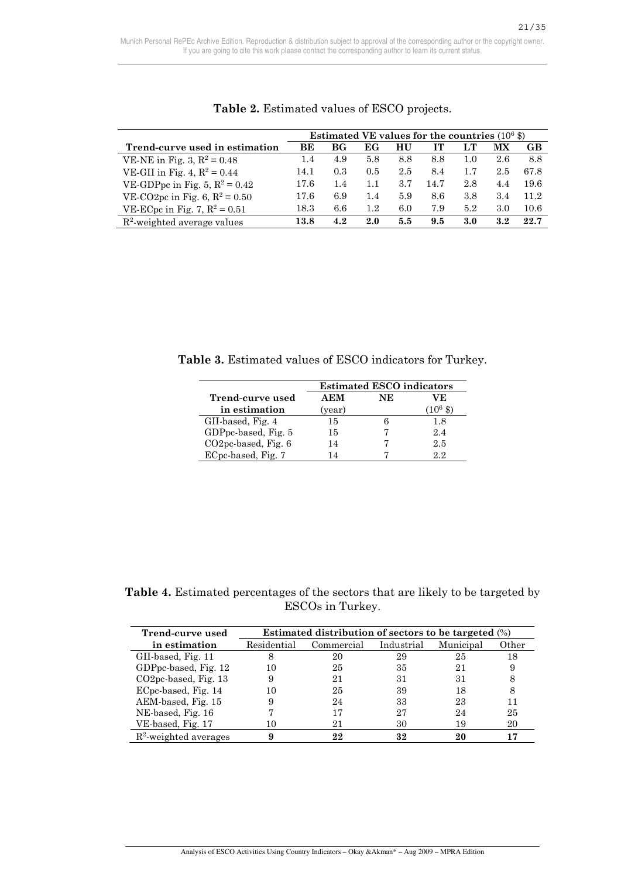**Table 2.** Estimated values of ESCO projects.

| Trend-curve used in estimation | Estimated VE values for the countries ($10^6$ \$) | | | | | | | |
|---|---|---|---|---|---|---|---|---|
| | **BE** | **BG** | **EG** | **HU** | **IT** | **LT** | **MX** | **GB** |
| VE-NE in Fig. 3, $R^2 = 0.48$ | 1.4 | 4.9 | 5.8 | 8.8 | 8.8 | 1.0 | 2.6 | 8.8 |
| VE-GII in Fig. 4, $R^2 = 0.44$ | 14.1 | 0.3 | 0.5 | 2.5 | 8.4 | 1.7 | 2.5 | 67.8 |
| VE-GDPpc in Fig. 5, $R^2 = 0.42$ | 17.6 | 1.4 | 1.1 | 3.7 | 14.7 | 2.8 | 4.4 | 19.6 |
| VE-CO2pc in Fig. 6, $R^2 = 0.50$ | 17.6 | 6.9 | 1.4 | 5.9 | 8.6 | 3.8 | 3.4 | 11.2 |
| VE-ECpc in Fig. 7, $R^2 = 0.51$ | 18.3 | 6.6 | 1.2 | 6.0 | 7.9 | 5.2 | 3.0 | 10.6 |
| $R^2$-weighted average values | **13.8** | **4.2** | **2.0** | **5.5** | **9.5** | **3.0** | **3.2** | **22.7** |

**Table 3.** Estimated values of ESCO indicators for Turkey.

| Trend-curve used in estimation | Estimated ESCO indicators | | |
|---|---|---|---|
| | **AEM** (year) | **NE** | **VE** ($10^6$ \$) |
| GII-based, Fig. 4 | 15 | 6 | 1.8 |
| GDPpc-based, Fig. 5 | 15 | 7 | 2.4 |
| CO2pc-based, Fig. 6 | 14 | 7 | 2.5 |
| ECpc-based, Fig. 7 | 14 | 7 | 2.2 |

**Table 4.** Estimated percentages of the sectors that are likely to be targeted by ESCOs in Turkey.

| Trend-curve used in estimation | Estimated distribution of sectors to be targeted (%) | | | | |
|---|---|---|---|---|---|
| | Residential | Commercial | Industrial | Municipal | Other |
| GII-based, Fig. 11 | 8 | 20 | 29 | 25 | 18 |
| GDPpc-based, Fig. 12 | 10 | 25 | 35 | 21 | 9 |
| CO2pc-based, Fig. 13 | 9 | 21 | 31 | 31 | 8 |
| ECpc-based, Fig. 14 | 10 | 25 | 39 | 18 | 8 |
| AEM-based, Fig. 15 | 9 | 24 | 33 | 23 | 11 |
| NE-based, Fig. 16 | 7 | 17 | 27 | 24 | 25 |
| VE-based, Fig. 17 | 10 | 21 | 30 | 19 | 20 |
| $R^2$-weighted averages | **9** | **22** | **32** | **20** | **17** |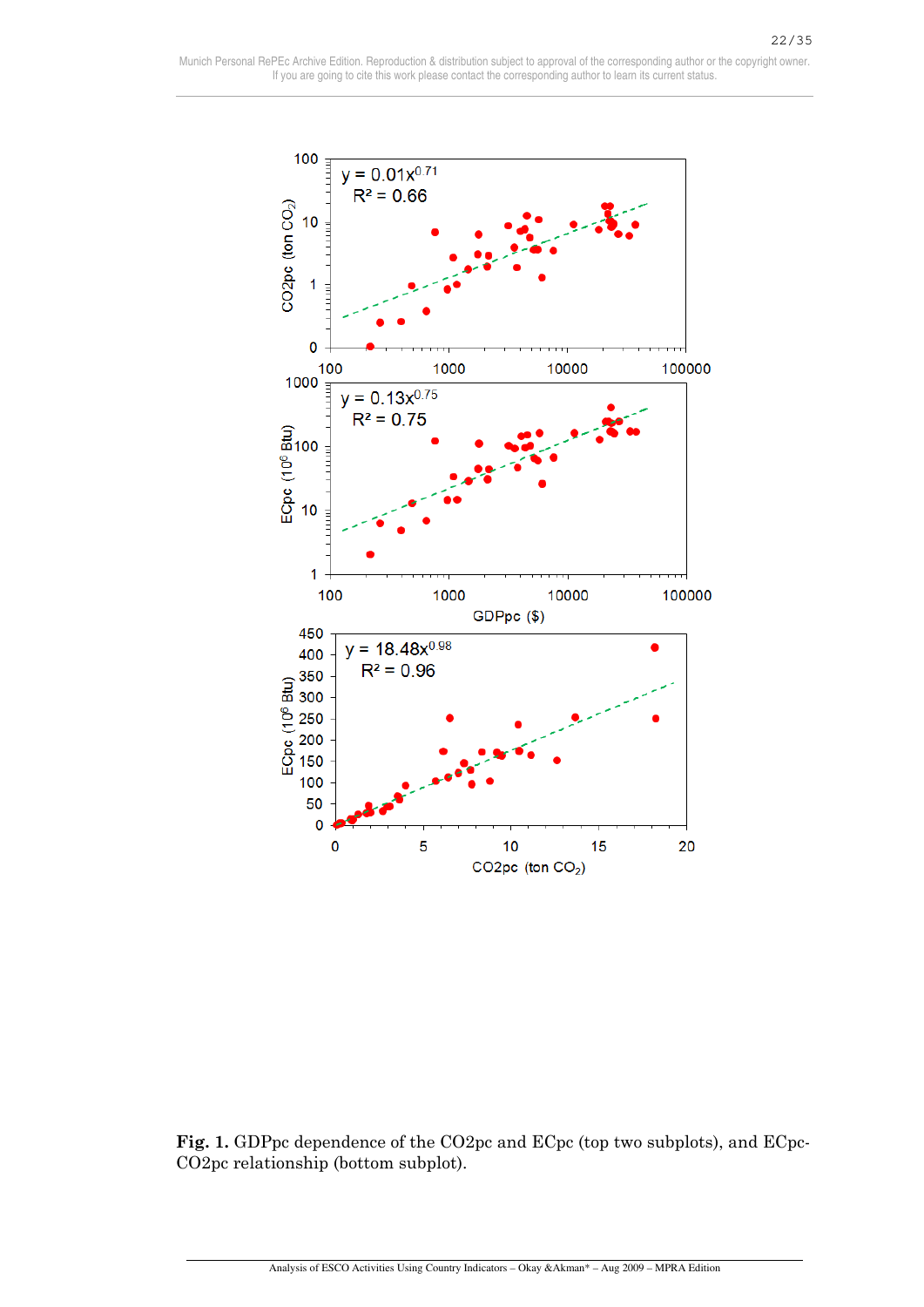**Fig. 1.** GDPpc dependence of the CO2pc and ECpc (top two subplots), and ECpc-CO2pc relationship (bottom subplot).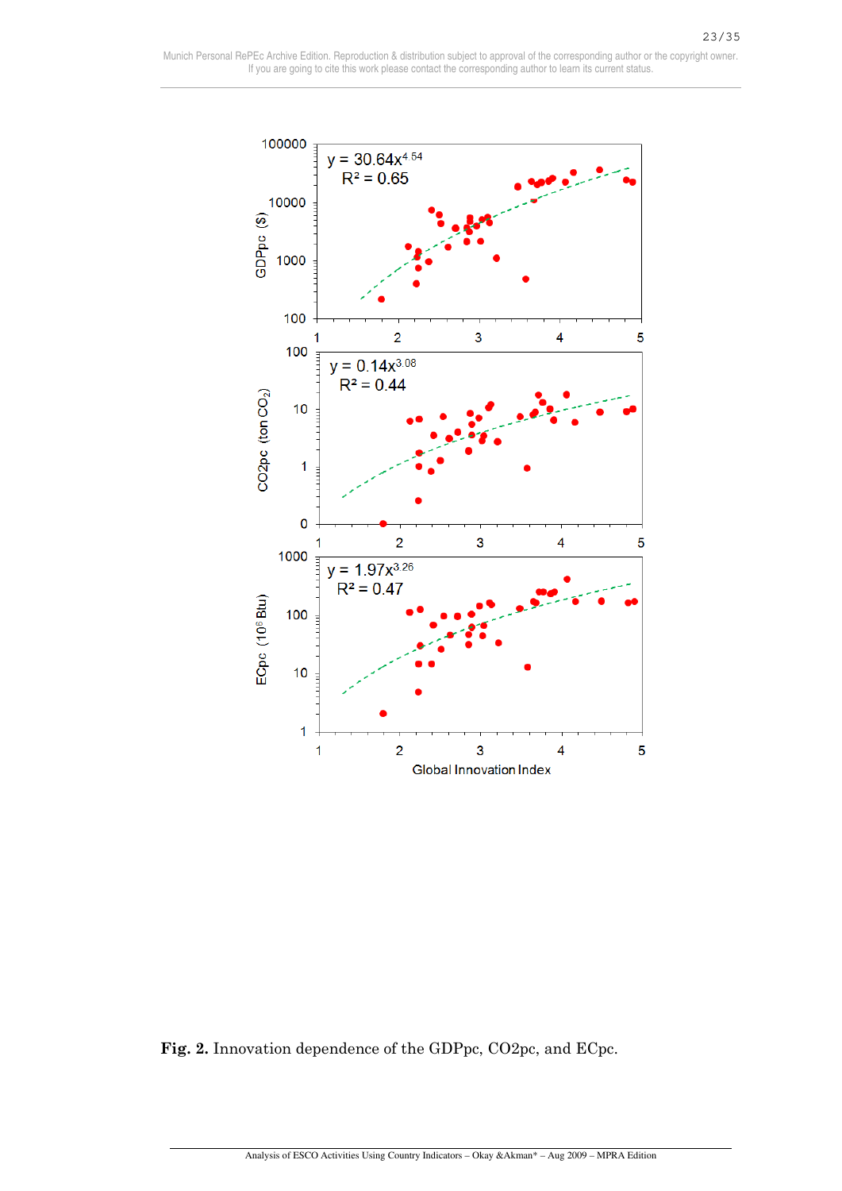**Fig. 2.** Innovation dependence of the GDPpc, CO2pc, and ECpc.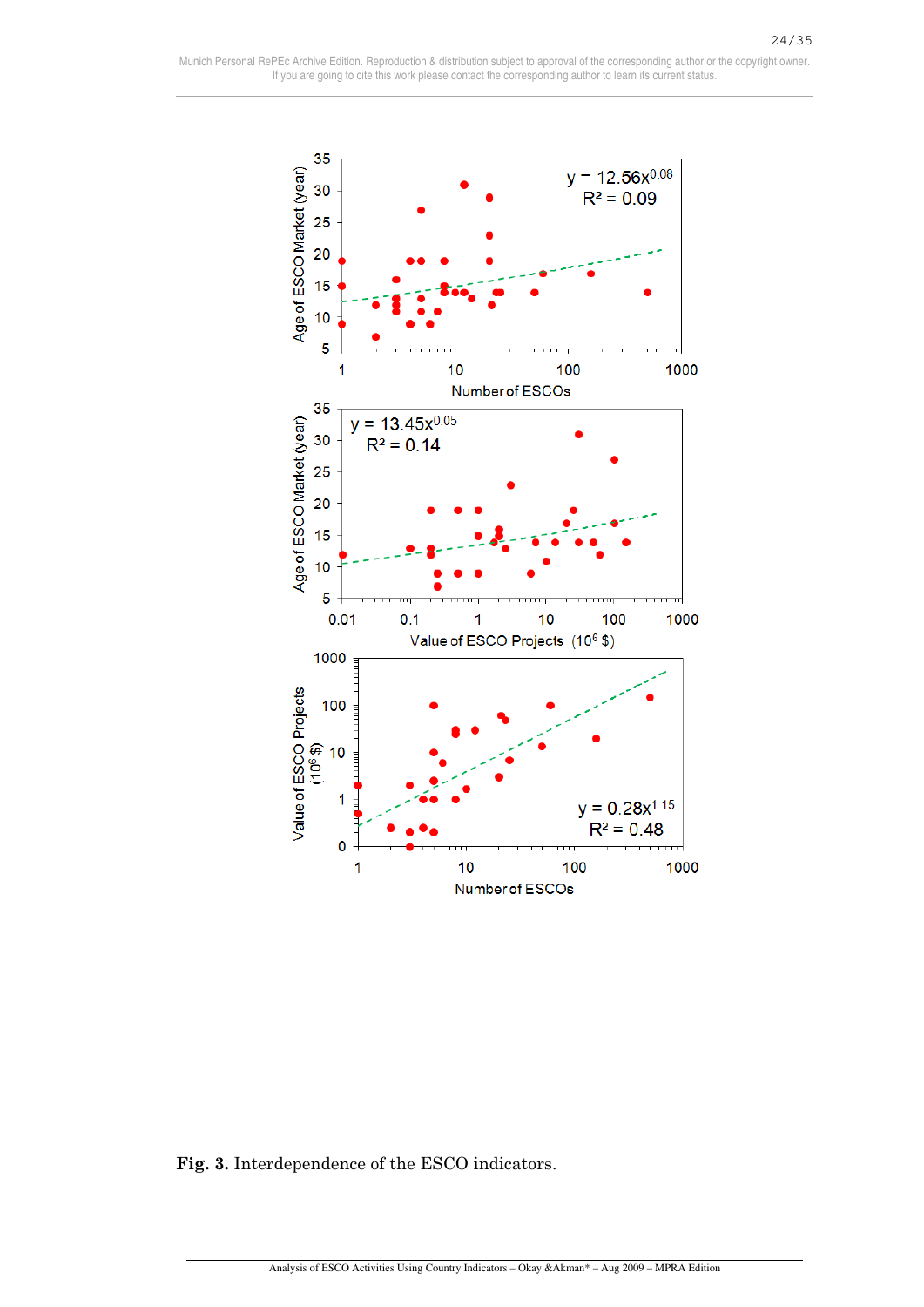**Fig. 3.** Interdependence of the ESCO indicators.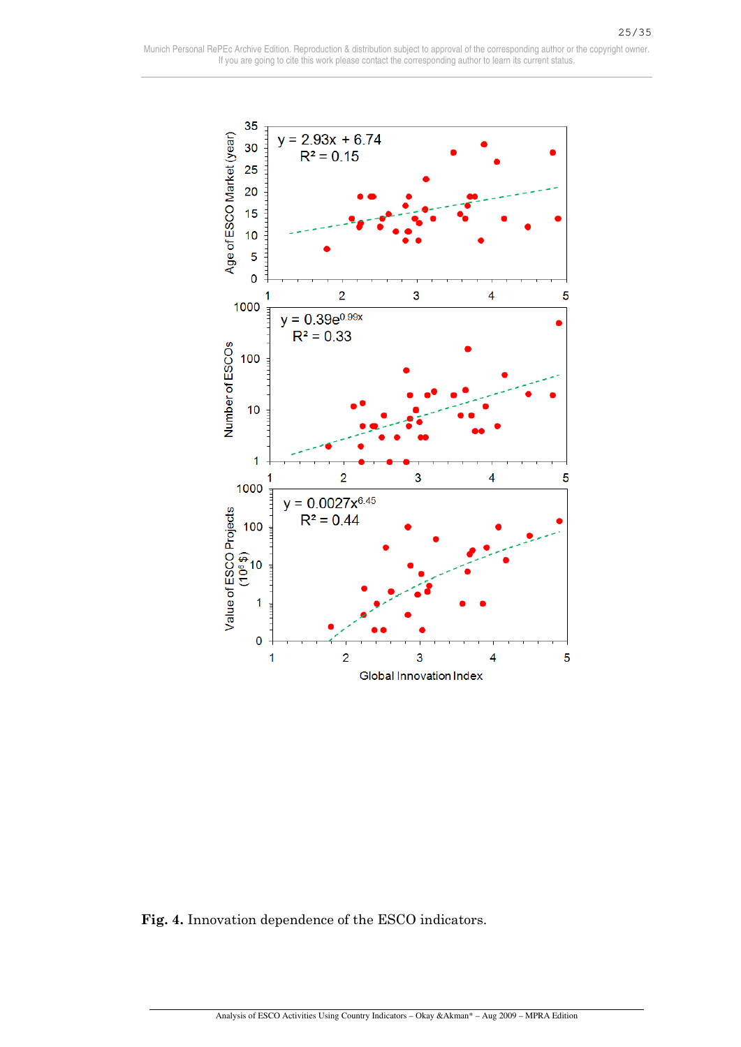**Fig. 4.** Innovation dependence of the ESCO indicators.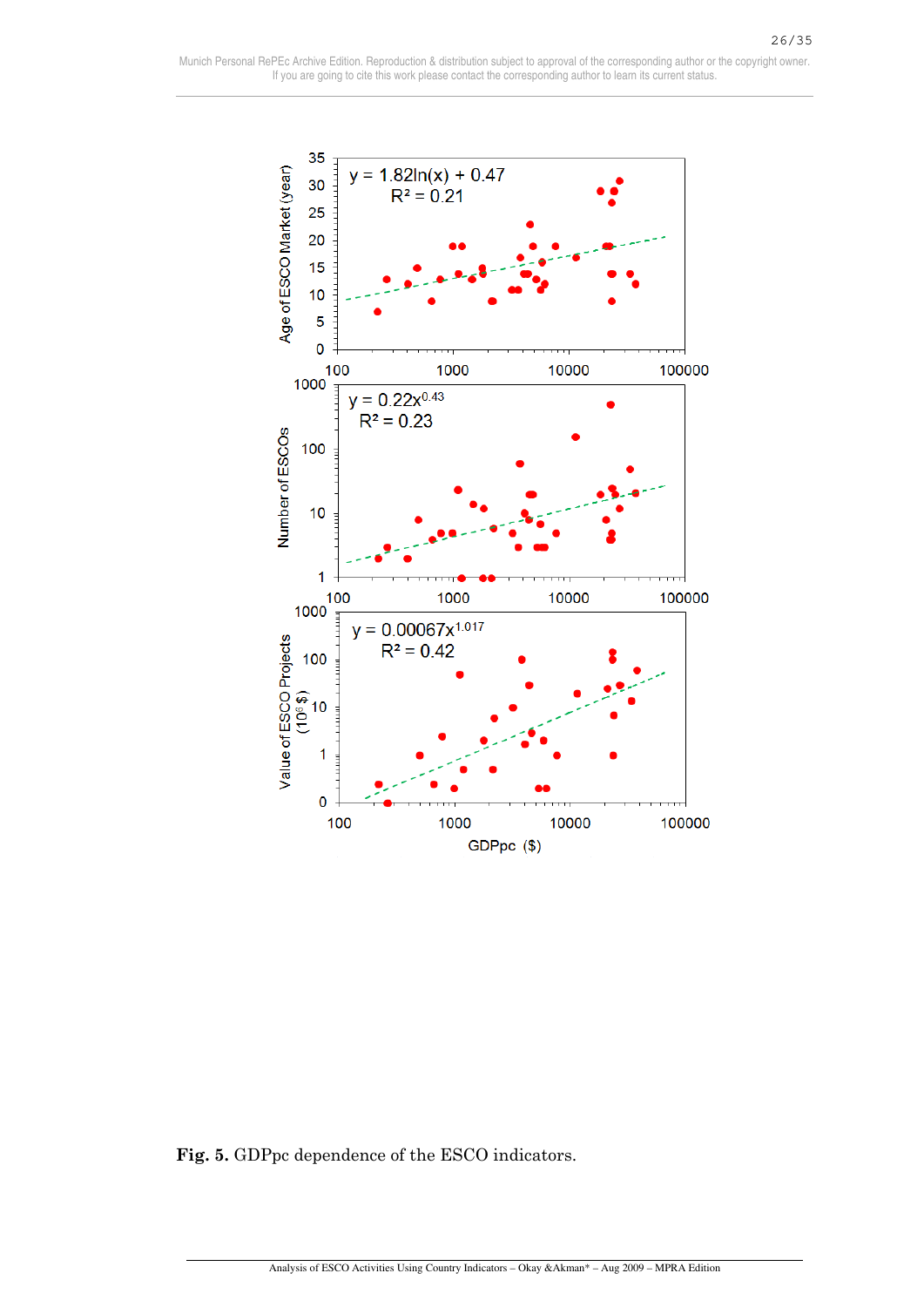**Fig. 5.** GDPpc dependence of the ESCO indicators.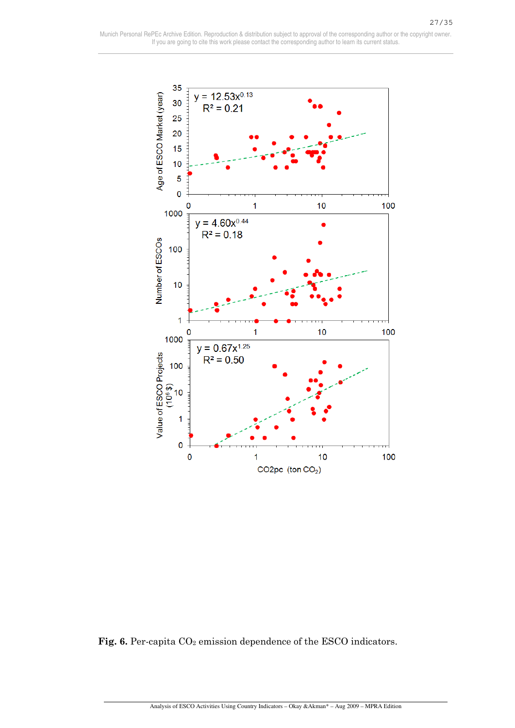**Fig. 6.** Per-capita $CO_2$ emission dependence of the ESCO indicators.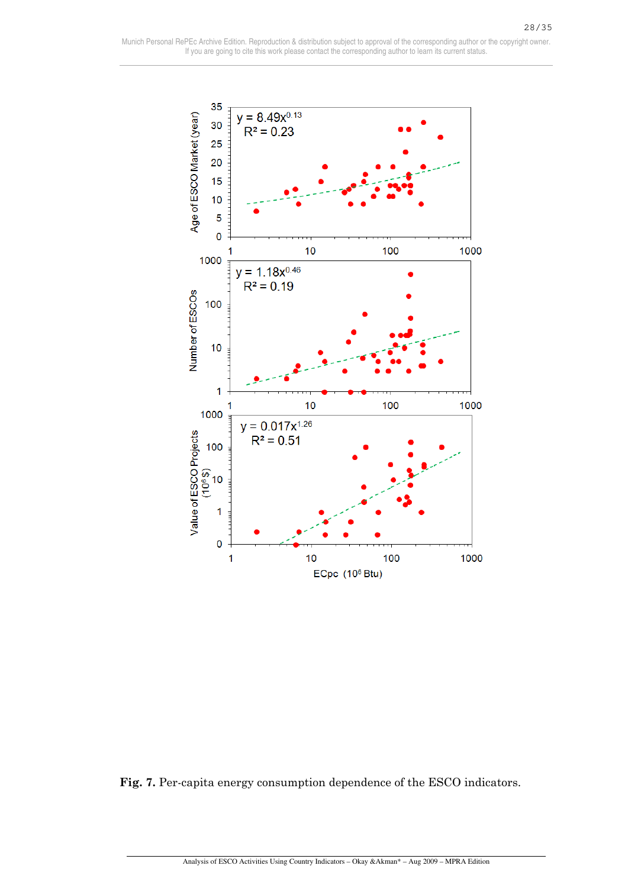**Fig. 7.** Per-capita energy consumption dependence of the ESCO indicators.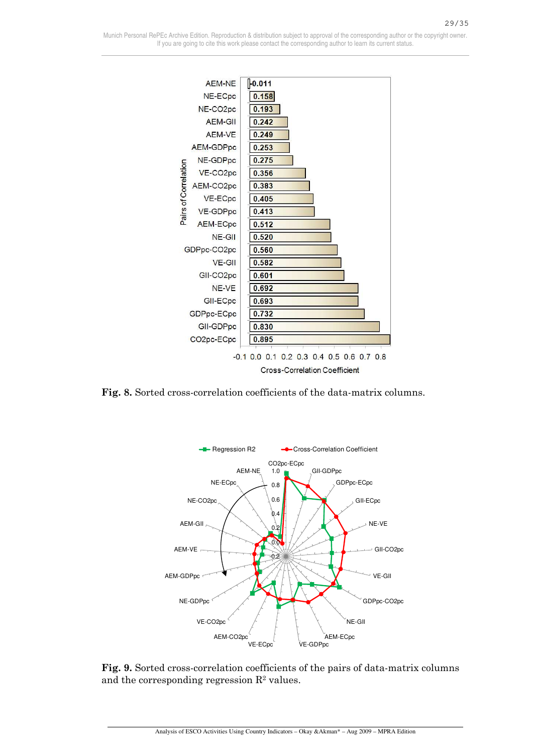**Fig. 8.** Sorted cross-correlation coefficients of the data-matrix columns.

**Fig. 9.** Sorted cross-correlation coefficients of the pairs of data-matrix columns and the corresponding regression $R^2$ values.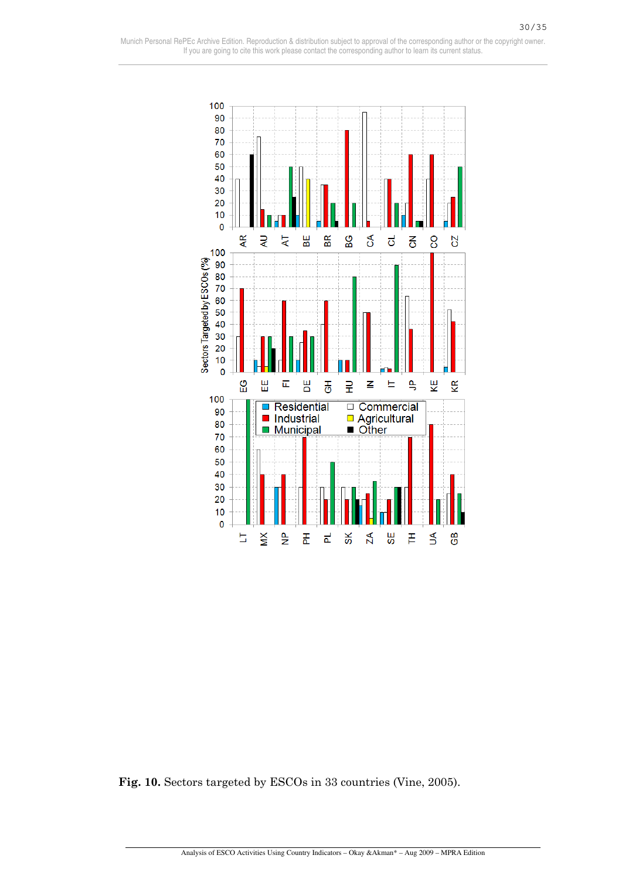**Fig. 10.** Sectors targeted by ESCOs in 33 countries (Vine, 2005).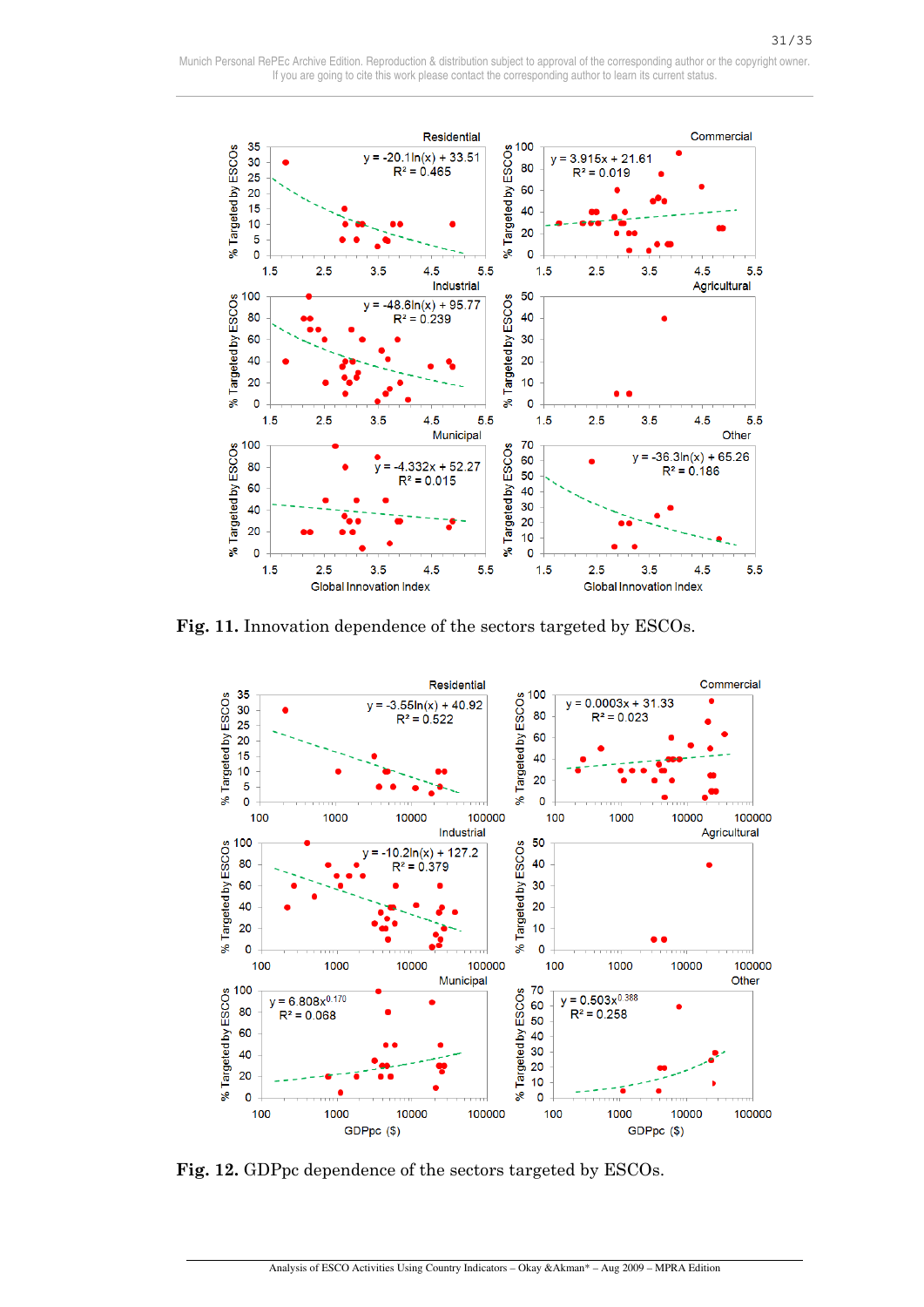Fig. 11. Innovation dependence of the sectors targeted by ESCOs.

Fig. 12. GDPpc dependence of the sectors targeted by ESCOs.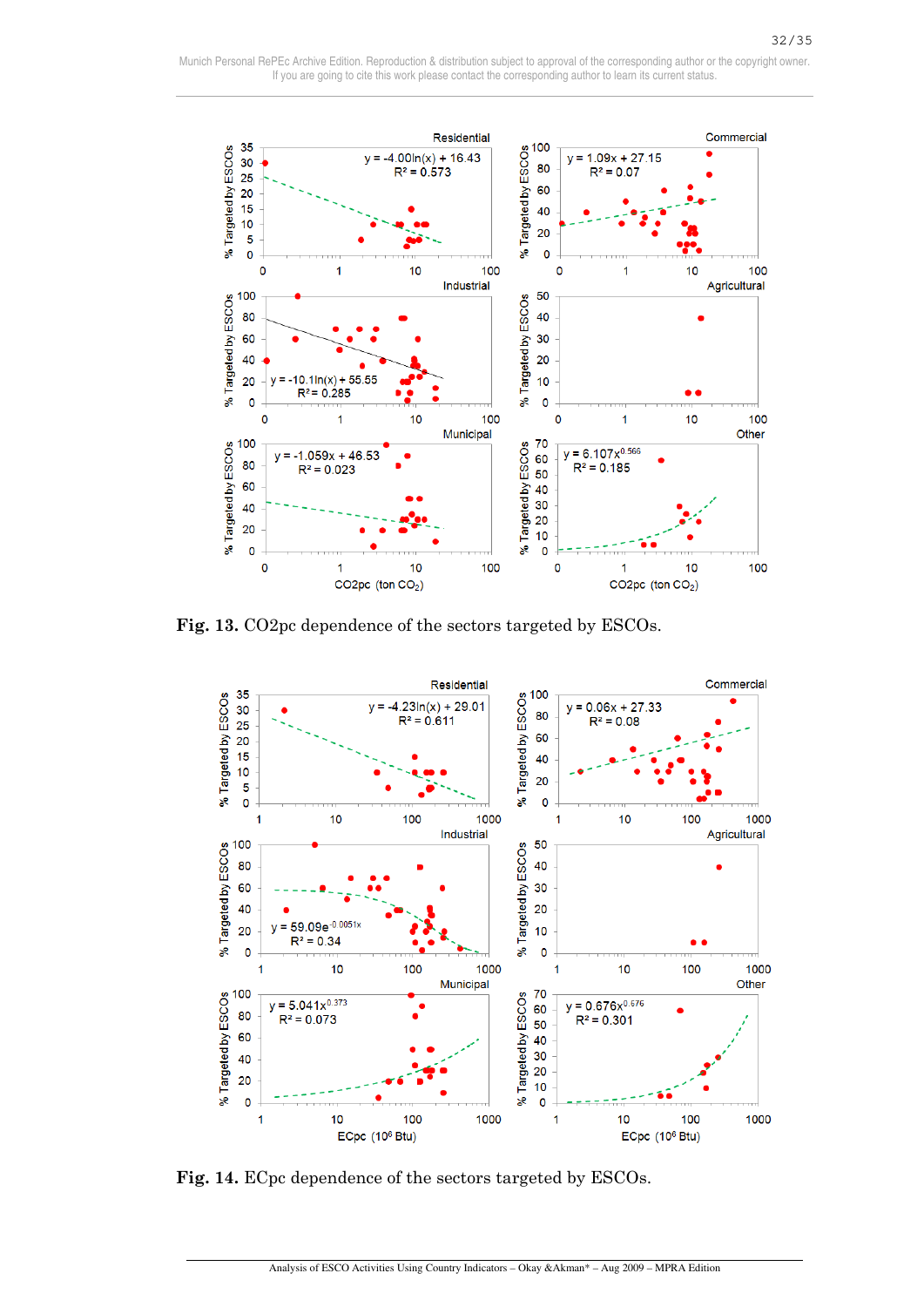**Fig. 13.** CO2pc dependence of the sectors targeted by ESCOs.

**Fig. 14.** ECpc dependence of the sectors targeted by ESCOs.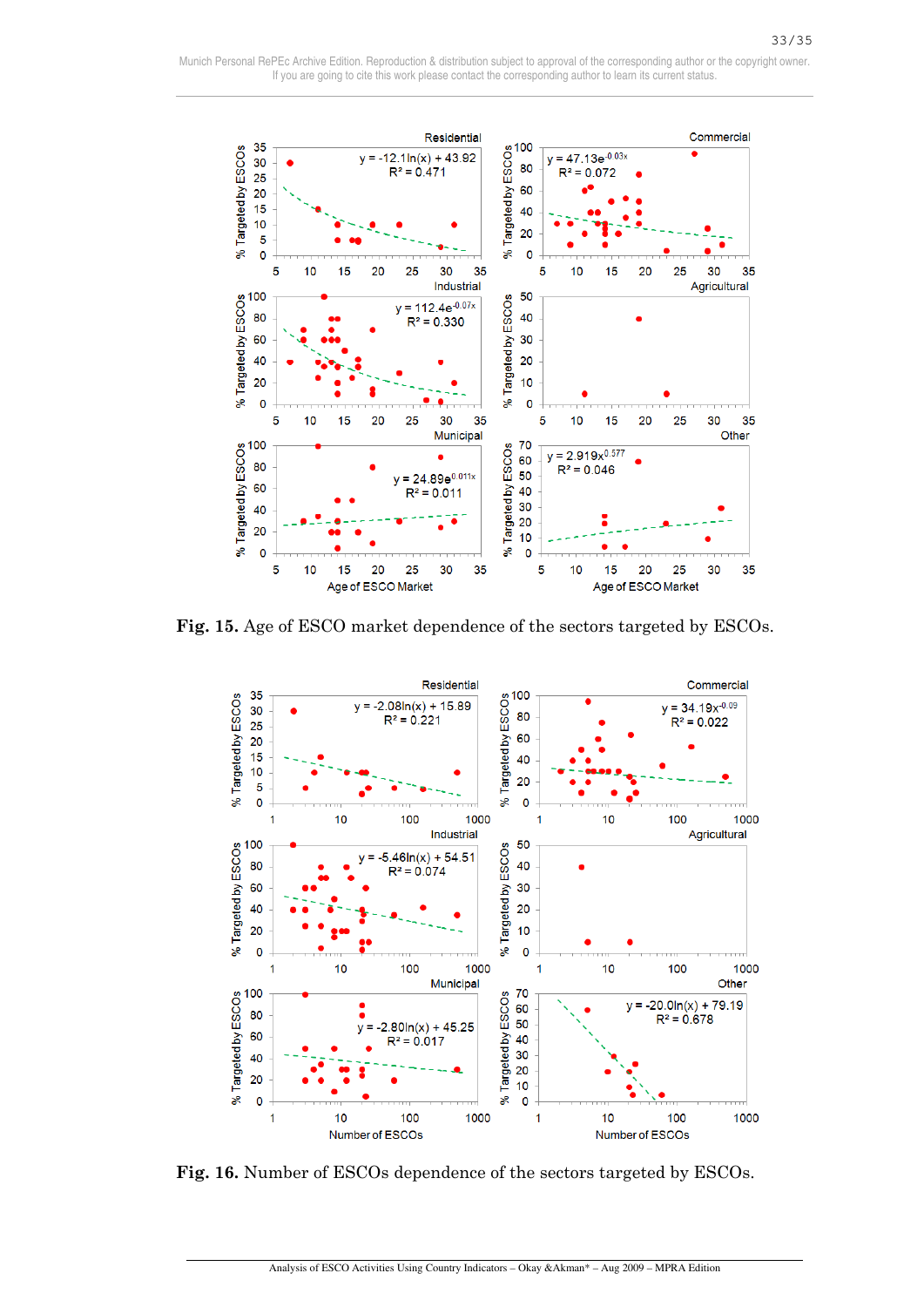**Fig. 15.** Age of ESCO market dependence of the sectors targeted by ESCOs.

**Fig. 16.** Number of ESCOs dependence of the sectors targeted by ESCOs.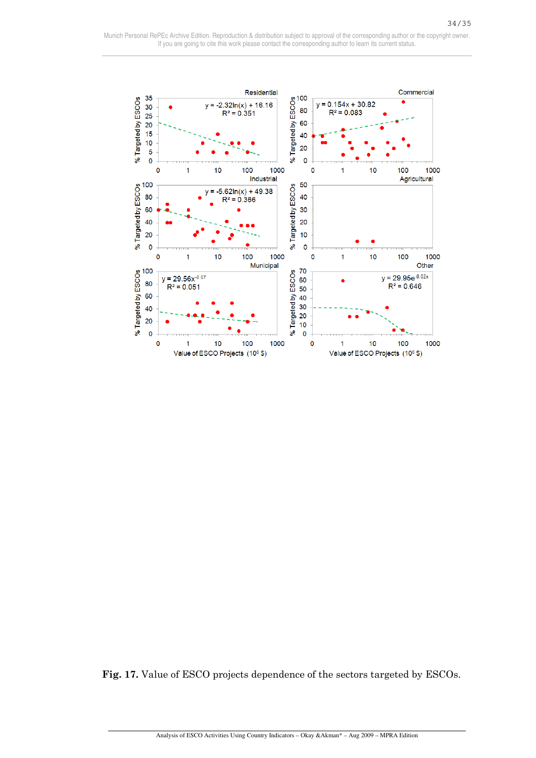**Fig. 17.** Value of ESCO projects dependence of the sectors targeted by ESCOs.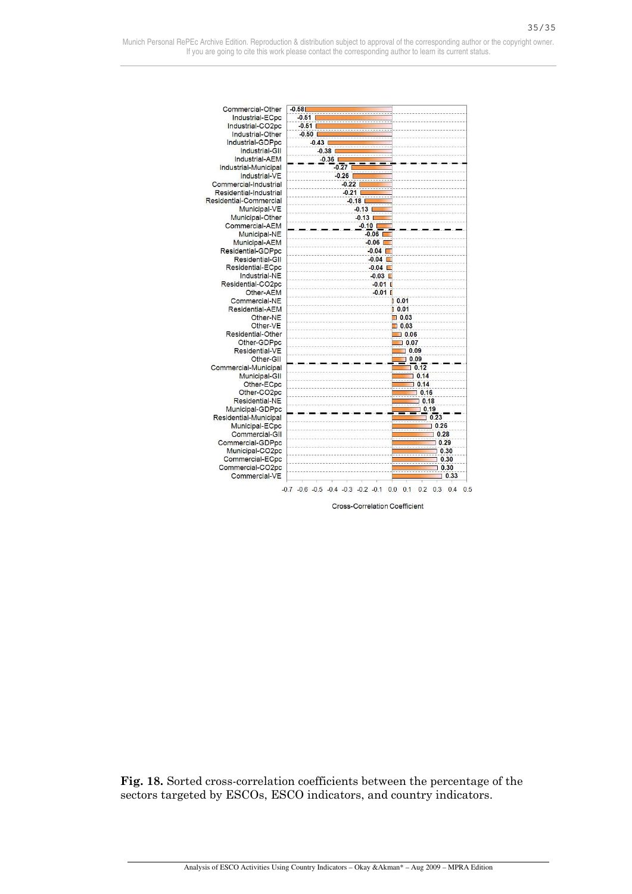Commercial-Other -0.58
Industrial-ECpc -0.51
Industrial-CO2pc -0.51
Industrial-Other -0.50
Industrial-GDPpc -0.43
Industrial-GII -0.38
Industrial-AEM -0.36
Industrial-Municipal -0.27
Industrial-VE -0.26
Commercial-Industrial -0.22
Residential-Industrial -0.21
Residential-Commercial -0.18
Municipal-VE -0.13
Municipal-Other -0.13
Commercial-AEM -0.10
Municipal-NE -0.06
Municipal-AEM -0.06
Residential-GDPpc -0.04
Residential-GII -0.04
Residential-ECpc -0.04
Industrial-NE -0.03
Residential-CO2pc -0.01
Other-AEM -0.01
Commercial-NE 0.01
Residential-AEM 0.01
Other-NE 0.03
Other-VE 0.03
Residential-Other 0.06
Other-GDPpc 0.07
Residential-VE 0.09
Other-GII 0.09
Commercial-Municipal 0.12
Municipal-GII 0.14
Other-ECpc 0.14
Other-CO2pc 0.16
Residential-NE 0.18
Municipal-GDPpc 0.19
Residential-Municipal 0.23
Municipal-ECpc 0.26
Commercial-GII 0.28
Commercial-GDPpc 0.29
Municipal-CO2pc 0.30
Commercial-ECpc 0.30
Commercial-CO2pc 0.30
Commercial-VE 0.33

-0.7 -0.6 -0.5 -0.4 -0.3 -0.2 -0.1 0.0 0.1 0.2 0.3 0.4 0.5

Cross-Correlation Coefficient

**Fig. 18.** Sorted cross-correlation coefficients between the percentage of the sectors targeted by ESCOs, ESCO indicators, and country indicators.